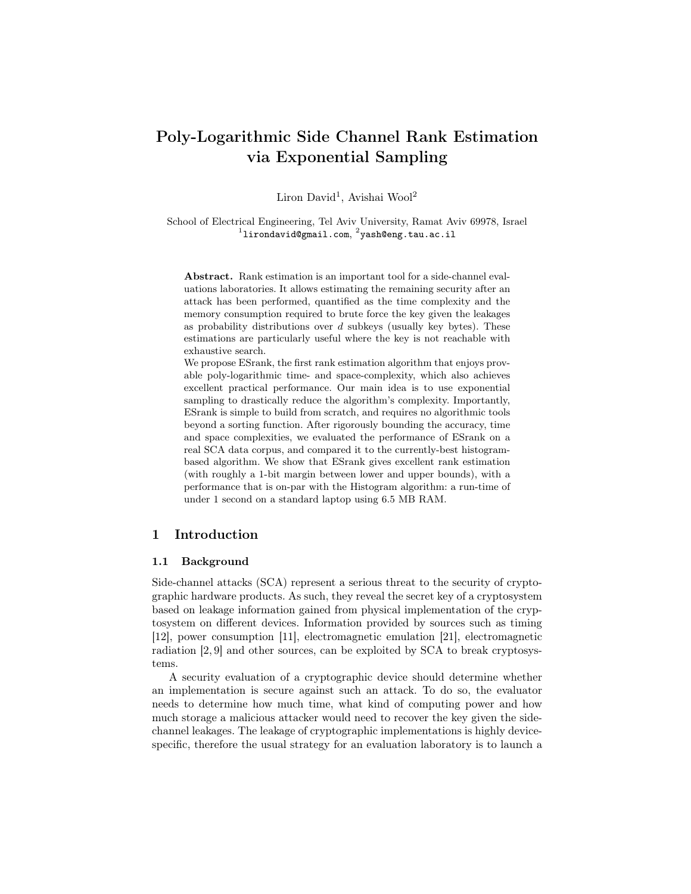# Poly-Logarithmic Side Channel Rank Estimation via Exponential Sampling

Liron David[1], Avishai Wool[2]

School of Electrical Engineering, Tel Aviv University, Ramat Aviv 69978, Israel
[1]lirondavid@gmail.com, [2]yash@eng.tau.ac.il

**Abstract.** Rank estimation is an important tool for a side-channel evaluations laboratories. It allows estimating the remaining security after an attack has been performed, quantified as the time complexity and the memory consumption required to brute force the key given the leakages as probability distributions over $d$ subkeys (usually key bytes). These estimations are particularly useful where the key is not reachable with exhaustive search.

We propose ESrank, the first rank estimation algorithm that enjoys provable poly-logarithmic time- and space-complexity, which also achieves excellent practical performance. Our main idea is to use exponential sampling to drastically reduce the algorithm's complexity. Importantly, ESrank is simple to build from scratch, and requires no algorithmic tools beyond a sorting function. After rigorously bounding the accuracy, time and space complexities, we evaluated the performance of ESrank on a real SCA data corpus, and compared it to the currently-best histogram-based algorithm. We show that ESrank gives excellent rank estimation (with roughly a 1-bit margin between lower and upper bounds), with a performance that is on-par with the Histogram algorithm: a run-time of under 1 second on a standard laptop using 6.5 MB RAM.

## 1 Introduction

### 1.1 Background

Side-channel attacks (SCA) represent a serious threat to the security of cryptographic hardware products. As such, they reveal the secret key of a cryptosystem based on leakage information gained from physical implementation of the cryptosystem on different devices. Information provided by sources such as timing [12], power consumption [11], electromagnetic emulation [21], electromagnetic radiation [2, 9] and other sources, can be exploited by SCA to break cryptosystems.

A security evaluation of a cryptographic device should determine whether an implementation is secure against such an attack. To do so, the evaluator needs to determine how much time, what kind of computing power and how much storage a malicious attacker would need to recover the key given the side-channel leakages. The leakage of cryptographic implementations is highly device-specific, therefore the usual strategy for an evaluation laboratory is to launch a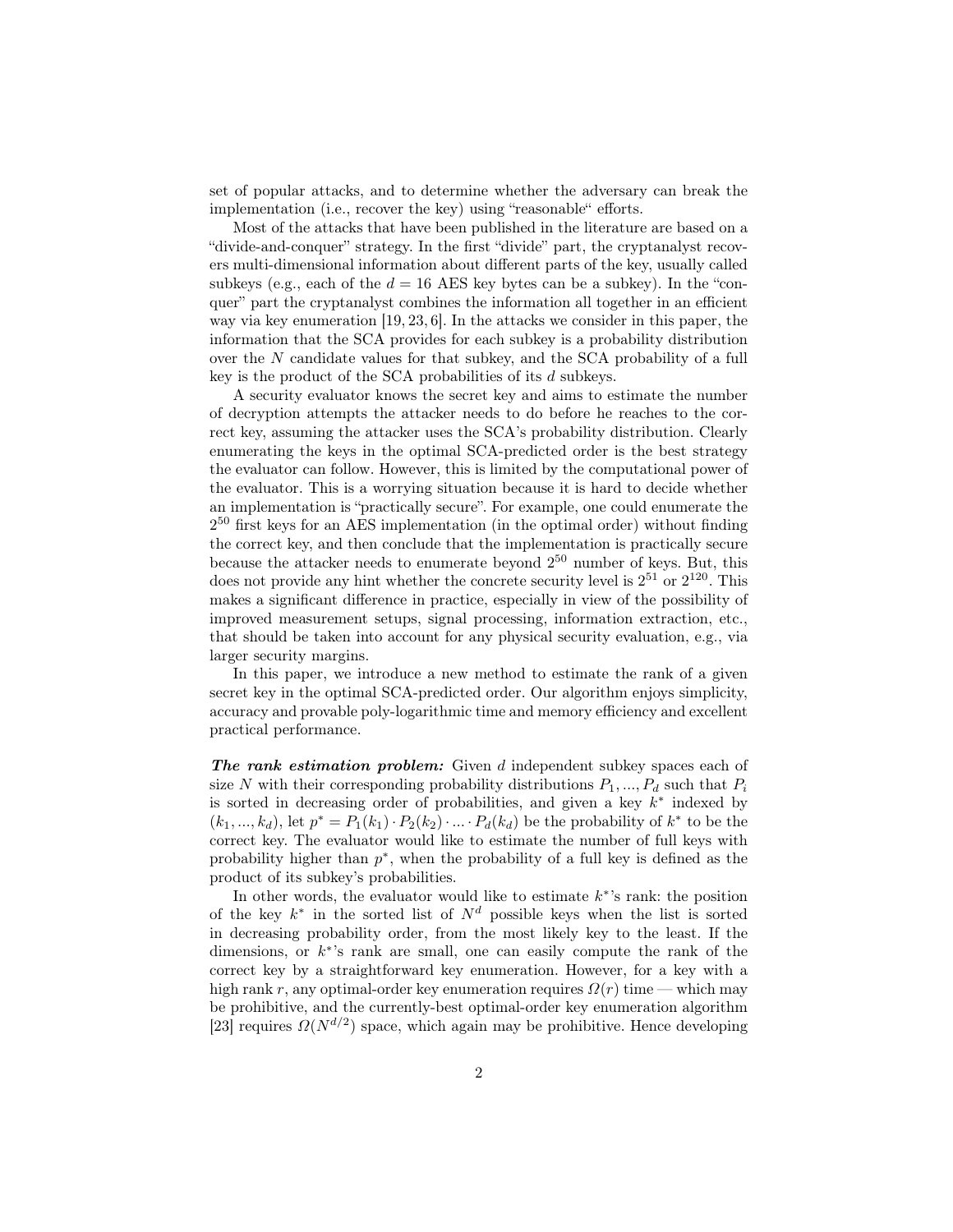set of popular attacks, and to determine whether the adversary can break the implementation (i.e., recover the key) using "reasonable" efforts.

Most of the attacks that have been published in the literature are based on a "divide-and-conquer" strategy. In the first "divide" part, the cryptanalyst recovers multi-dimensional information about different parts of the key, usually called subkeys (e.g., each of the $d = 16$ AES key bytes can be a subkey). In the "conquer" part the cryptanalyst combines the information all together in an efficient way via key enumeration [19, 23, 6]. In the attacks we consider in this paper, the information that the SCA provides for each subkey is a probability distribution over the $N$ candidate values for that subkey, and the SCA probability of a full key is the product of the SCA probabilities of its $d$ subkeys.

A security evaluator knows the secret key and aims to estimate the number of decryption attempts the attacker needs to do before he reaches to the correct key, assuming the attacker uses the SCA's probability distribution. Clearly enumerating the keys in the optimal SCA-predicted order is the best strategy the evaluator can follow. However, this is limited by the computational power of the evaluator. This is a worrying situation because it is hard to decide whether an implementation is "practically secure". For example, one could enumerate the $2^{50}$ first keys for an AES implementation (in the optimal order) without finding the correct key, and then conclude that the implementation is practically secure because the attacker needs to enumerate beyond $2^{50}$ number of keys. But, this does not provide any hint whether the concrete security level is $2^{51}$ or $2^{120}$. This makes a significant difference in practice, especially in view of the possibility of improved measurement setups, signal processing, information extraction, etc., that should be taken into account for any physical security evaluation, e.g., via larger security margins.

In this paper, we introduce a new method to estimate the rank of a given secret key in the optimal SCA-predicted order. Our algorithm enjoys simplicity, accuracy and provable poly-logarithmic time and memory efficiency and excellent practical performance.

***The rank estimation problem:*** Given $d$ independent subkey spaces each of size $N$ with their corresponding probability distributions $P_1, ..., P_d$ such that $P_i$ is sorted in decreasing order of probabilities, and given a key $k^*$ indexed by $(k_1, ..., k_d)$, let $p^* = P_1(k_1) \cdot P_2(k_2) \cdot ... \cdot P_d(k_d)$ be the probability of $k^*$ to be the correct key. The evaluator would like to estimate the number of full keys with probability higher than $p^*$, when the probability of a full key is defined as the product of its subkey's probabilities.

In other words, the evaluator would like to estimate $k^*$'s rank: the position of the key $k^*$ in the sorted list of $N^d$ possible keys when the list is sorted in decreasing probability order, from the most likely key to the least. If the dimensions, or $k^*$'s rank are small, one can easily compute the rank of the correct key by a straightforward key enumeration. However, for a key with a high rank $r$, any optimal-order key enumeration requires $\Omega(r)$ time — which may be prohibitive, and the currently-best optimal-order key enumeration algorithm [23] requires $\Omega(N^{d/2})$ space, which again may be prohibitive. Hence developing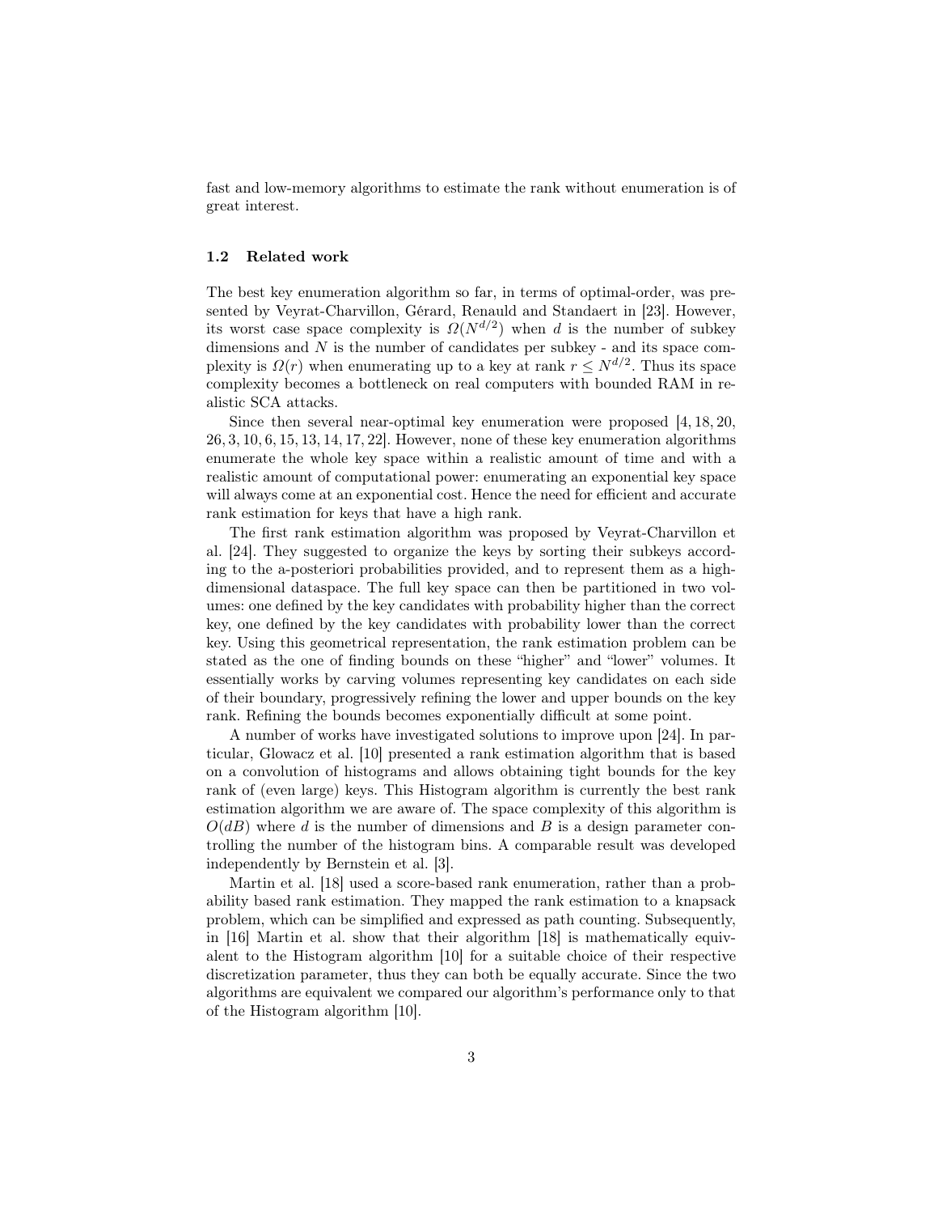fast and low-memory algorithms to estimate the rank without enumeration is of great interest.

### 1.2 Related work

The best key enumeration algorithm so far, in terms of optimal-order, was presented by Veyrat-Charvillon, Gérard, Renauld and Standaert in [23]. However, its worst case space complexity is $\Omega(N^{d/2})$ when $d$ is the number of subkey dimensions and $N$ is the number of candidates per subkey - and its space complexity is $\Omega(r)$ when enumerating up to a key at rank $r \leq N^{d/2}$. Thus its space complexity becomes a bottleneck on real computers with bounded RAM in realistic SCA attacks.

Since then several near-optimal key enumeration were proposed [4, 18, 20, 26, 3, 10, 6, 15, 13, 14, 17, 22]. However, none of these key enumeration algorithms enumerate the whole key space within a realistic amount of time and with a realistic amount of computational power: enumerating an exponential key space will always come at an exponential cost. Hence the need for efficient and accurate rank estimation for keys that have a high rank.

The first rank estimation algorithm was proposed by Veyrat-Charvillon et al. [24]. They suggested to organize the keys by sorting their subkeys according to the a-posteriori probabilities provided, and to represent them as a high-dimensional dataspace. The full key space can then be partitioned in two volumes: one defined by the key candidates with probability higher than the correct key, one defined by the key candidates with probability lower than the correct key. Using this geometrical representation, the rank estimation problem can be stated as the one of finding bounds on these "higher" and "lower" volumes. It essentially works by carving volumes representing key candidates on each side of their boundary, progressively refining the lower and upper bounds on the key rank. Refining the bounds becomes exponentially difficult at some point.

A number of works have investigated solutions to improve upon [24]. In particular, Glowacz et al. [10] presented a rank estimation algorithm that is based on a convolution of histograms and allows obtaining tight bounds for the key rank of (even large) keys. This Histogram algorithm is currently the best rank estimation algorithm we are aware of. The space complexity of this algorithm is $O(dB)$ where $d$ is the number of dimensions and $B$ is a design parameter controlling the number of the histogram bins. A comparable result was developed independently by Bernstein et al. [3].

Martin et al. [18] used a score-based rank enumeration, rather than a probability based rank estimation. They mapped the rank estimation to a knapsack problem, which can be simplified and expressed as path counting. Subsequently, in [16] Martin et al. show that their algorithm [18] is mathematically equivalent to the Histogram algorithm [10] for a suitable choice of their respective discretization parameter, thus they can both be equally accurate. Since the two algorithms are equivalent we compared our algorithm's performance only to that of the Histogram algorithm [10].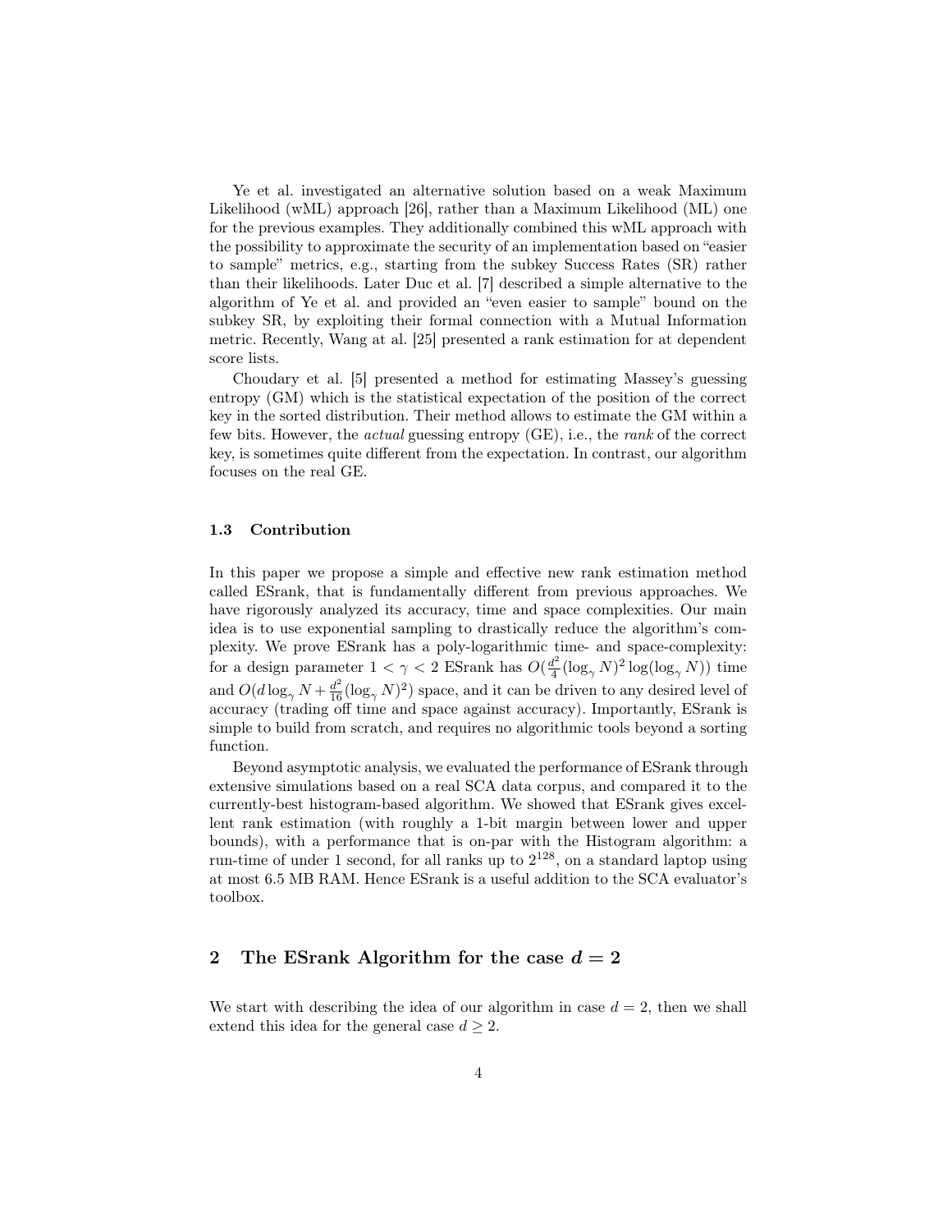Ye et al. investigated an alternative solution based on a weak Maximum Likelihood (wML) approach [26], rather than a Maximum Likelihood (ML) one for the previous examples. They additionally combined this wML approach with the possibility to approximate the security of an implementation based on "easier to sample" metrics, e.g., starting from the subkey Success Rates (SR) rather than their likelihoods. Later Duc et al. [7] described a simple alternative to the algorithm of Ye et al. and provided an "even easier to sample" bound on the subkey SR, by exploiting their formal connection with a Mutual Information metric. Recently, Wang at al. [25] presented a rank estimation for at dependent score lists.

Choudary et al. [5] presented a method for estimating Massey's guessing entropy (GM) which is the statistical expectation of the position of the correct key in the sorted distribution. Their method allows to estimate the GM within a few bits. However, the *actual* guessing entropy (GE), i.e., the *rank* of the correct key, is sometimes quite different from the expectation. In contrast, our algorithm focuses on the real GE.

### 1.3 Contribution

In this paper we propose a simple and effective new rank estimation method called ESrank, that is fundamentally different from previous approaches. We have rigorously analyzed its accuracy, time and space complexities. Our main idea is to use exponential sampling to drastically reduce the algorithm's complexity. We prove ESrank has a poly-logarithmic time- and space-complexity: for a design parameter $1 < \gamma < 2$ ESrank has $O(\frac{d^2}{4}(\log_\gamma N)^2 \log(\log_\gamma N))$ time and $O(d \log_\gamma N + \frac{d^2}{16}(\log_\gamma N)^2)$ space, and it can be driven to any desired level of accuracy (trading off time and space against accuracy). Importantly, ESrank is simple to build from scratch, and requires no algorithmic tools beyond a sorting function.

Beyond asymptotic analysis, we evaluated the performance of ESrank through extensive simulations based on a real SCA data corpus, and compared it to the currently-best histogram-based algorithm. We showed that ESrank gives excellent rank estimation (with roughly a 1-bit margin between lower and upper bounds), with a performance that is on-par with the Histogram algorithm: a run-time of under 1 second, for all ranks up to $2^{128}$, on a standard laptop using at most 6.5 MB RAM. Hence ESrank is a useful addition to the SCA evaluator's toolbox.

## 2 The ESrank Algorithm for the case $d = 2$

We start with describing the idea of our algorithm in case $d = 2$, then we shall extend this idea for the general case $d \geq 2$.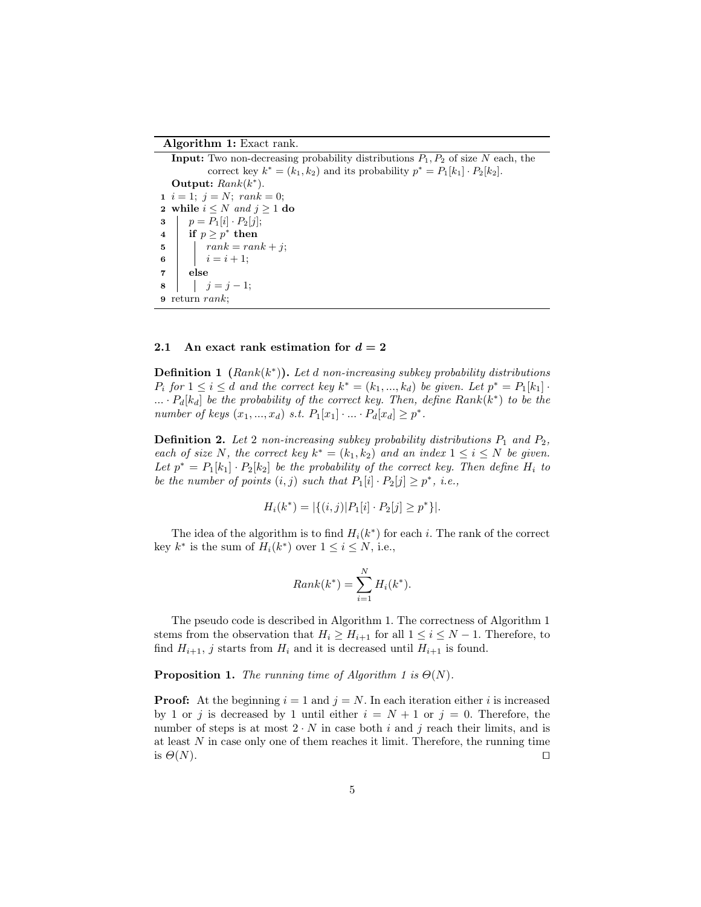**Algorithm 1:** Exact rank.

**Input:** Two non-decreasing probability distributions $P_1, P_2$ of size $N$ each, the correct key $k^* = (k_1, k_2)$ and its probability $p^* = P_1[k_1] \cdot P_2[k_2]$.

**Output:** $Rank(k^*)$.

```
1 i = 1; j = N; rank = 0;
2 while i ≤ N and j ≥ 1 do
3     p = P1[i] · P2[j];
4     if p ≥ p* then
5         rank = rank + j;
6         i = i + 1;
7     else
8         j = j − 1;
9 return rank;
```

### 2.1 An exact rank estimation for $d = 2$

**Definition 1** **($Rank(k^*)$).** *Let $d$ non-increasing subkey probability distributions $P_i$ for $1 \leq i \leq d$ and the correct key $k^* = (k_1, ..., k_d)$ be given. Let $p^* = P_1[k_1] \cdot ... \cdot P_d[k_d]$ be the probability of the correct key. Then, define $Rank(k^*)$ to be the number of keys $(x_1, ..., x_d)$ s.t. $P_1[x_1] \cdot ... \cdot P_d[x_d] \geq p^*$.*

**Definition 2.** *Let 2 non-increasing subkey probability distributions $P_1$ and $P_2$, each of size $N$, the correct key $k^* = (k_1, k_2)$ and an index $1 \leq i \leq N$ be given. Let $p^* = P_1[k_1] \cdot P_2[k_2]$ be the probability of the correct key. Then define $H_i$ to be the number of points $(i, j)$ such that $P_1[i] \cdot P_2[j] \geq p^*$, i.e.,*

$$H_i(k^*) = |\{(i, j)|P_1[i] \cdot P_2[j] \geq p^*\}|.$$

The idea of the algorithm is to find $H_i(k^*)$ for each $i$. The rank of the correct key $k^*$ is the sum of $H_i(k^*)$ over $1 \leq i \leq N$, i.e.,

$$Rank(k^*) = \sum_{i=1}^{N} H_i(k^*).$$

The pseudo code is described in Algorithm 1. The correctness of Algorithm 1 stems from the observation that $H_i \geq H_{i+1}$ for all $1 \leq i \leq N - 1$. Therefore, to find $H_{i+1}$, $j$ starts from $H_i$ and it is decreased until $H_{i+1}$ is found.

**Proposition 1.** *The running time of Algorithm 1 is $\Theta(N)$.*

**Proof:** At the beginning $i = 1$ and $j = N$. In each iteration either $i$ is increased by 1 or $j$ is decreased by 1 until either $i = N + 1$ or $j = 0$. Therefore, the number of steps is at most $2 \cdot N$ in case both $i$ and $j$ reach their limits, and is at least $N$ in case only one of them reaches it limit. Therefore, the running time is $\Theta(N)$. $\square$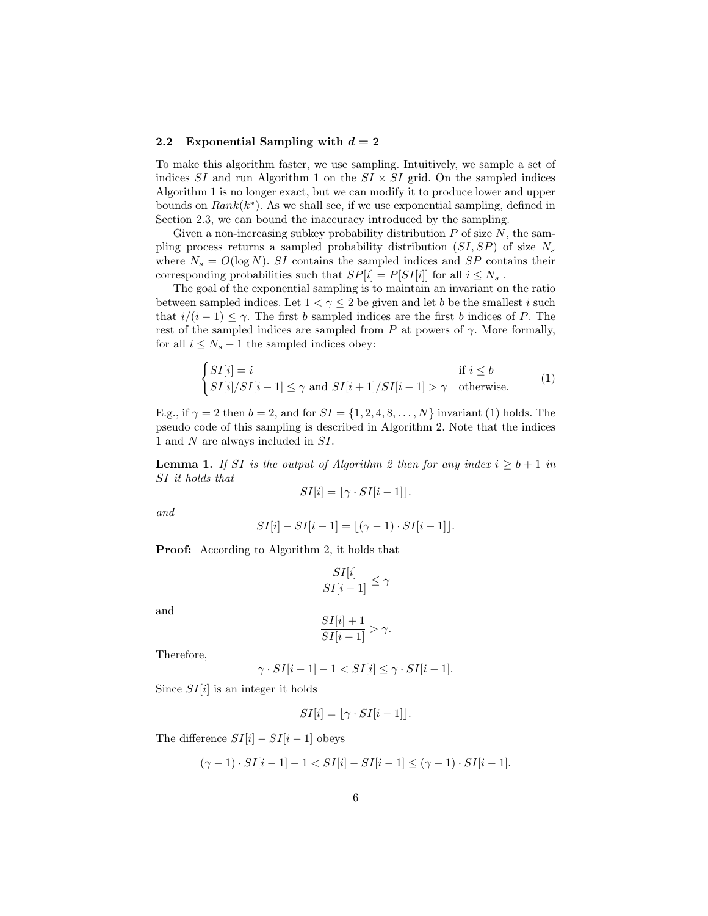### 2.2 Exponential Sampling with $d = 2$

To make this algorithm faster, we use sampling. Intuitively, we sample a set of indices $SI$ and run Algorithm 1 on the $SI \times SI$ grid. On the sampled indices Algorithm 1 is no longer exact, but we can modify it to produce lower and upper bounds on $Rank(k^*)$. As we shall see, if we use exponential sampling, defined in Section 2.3, we can bound the inaccuracy introduced by the sampling.

Given a non-increasing subkey probability distribution $P$ of size $N$, the sampling process returns a sampled probability distribution $(SI, SP)$ of size $N_s$ where $N_s = O(\log N)$. $SI$ contains the sampled indices and $SP$ contains their corresponding probabilities such that $SP[i] = P[SI[i]]$ for all $i \leq N_s$ .

The goal of the exponential sampling is to maintain an invariant on the ratio between sampled indices. Let $1 < \gamma \leq 2$ be given and let $b$ be the smallest $i$ such that $i/(i-1) \leq \gamma$. The first $b$ sampled indices are the first $b$ indices of $P$. The rest of the sampled indices are sampled from $P$ at powers of $\gamma$. More formally, for all $i \leq N_s - 1$ the sampled indices obey:

$$\begin{cases} SI[i] = i & \text{if } i \leq b \\ SI[i]/SI[i-1] \leq \gamma \text{ and } SI[i+1]/SI[i-1] > \gamma & \text{otherwise.} \end{cases} \tag{1}$$

E.g., if $\gamma = 2$ then $b = 2$, and for $SI = \{1, 2, 4, 8, \ldots, N\}$ invariant (1) holds. The pseudo code of this sampling is described in Algorithm 2. Note that the indices 1 and $N$ are always included in $SI$.

**Lemma 1.** *If $SI$ is the output of Algorithm 2 then for any index $i \geq b+1$ in $SI$ it holds that*

$$SI[i] = \lfloor \gamma \cdot SI[i-1] \rfloor.$$

*and*

$$SI[i] - SI[i-1] = \lfloor (\gamma - 1) \cdot SI[i-1] \rfloor.$$

**Proof:** According to Algorithm 2, it holds that

$$\frac{SI[i]}{SI[i-1]} \leq \gamma$$

and

$$\frac{SI[i]+1}{SI[i-1]} > \gamma.$$

Therefore,

$$\gamma \cdot SI[i-1] - 1 < SI[i] \leq \gamma \cdot SI[i-1].$$

Since $SI[i]$ is an integer it holds

$$SI[i] = \lfloor \gamma \cdot SI[i-1] \rfloor.$$

The difference $SI[i] - SI[i-1]$ obeys

$$(\gamma - 1) \cdot SI[i-1] - 1 < SI[i] - SI[i-1] \leq (\gamma - 1) \cdot SI[i-1].$$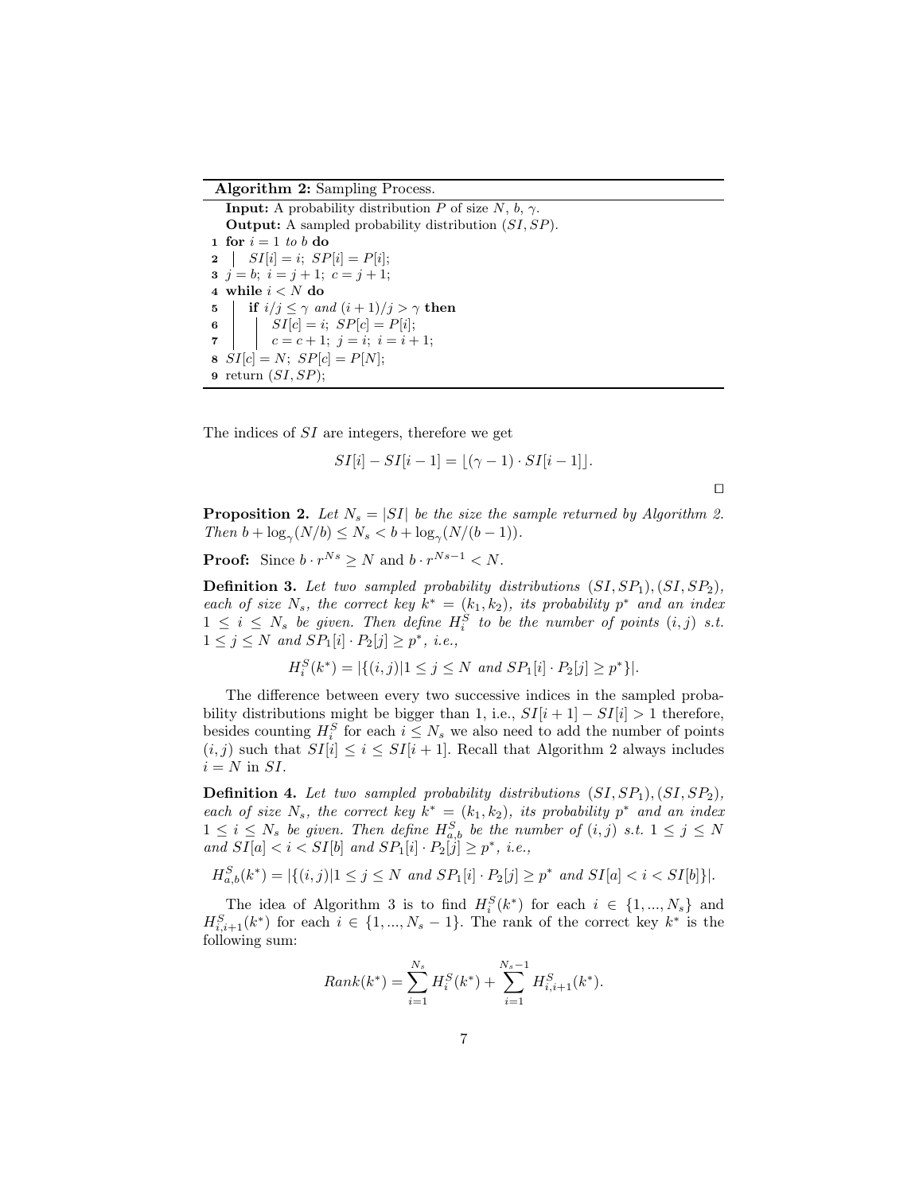**Algorithm 2:** Sampling Process.

**Input:** A probability distribution $P$ of size $N$, $b$, $\gamma$.
**Output:** A sampled probability distribution $(SI, SP)$.

```
1 for i = 1 to b do
2 |  SI[i] = i; SP[i] = P[i];
3 j = b; i = j + 1; c = j + 1;
4 while i < N do
5 |  if i/j ≤ γ and (i + 1)/j > γ then
6 |  |  SI[c] = i; SP[c] = P[i];
7 |  |  c = c + 1; j = i; i = i + 1;
8 SI[c] = N; SP[c] = P[N];
9 return (SI, SP);
```

The indices of $SI$ are integers, therefore we get

$$SI[i] - SI[i-1] = \lfloor (\gamma - 1) \cdot SI[i-1] \rfloor.$$

□

**Proposition 2.** *Let $N_s = |SI|$ be the size the sample returned by Algorithm 2. Then $b + \log_\gamma(N/b) \leq N_s < b + \log_\gamma(N/(b-1))$.*

**Proof:** Since $b \cdot r^{Ns} \geq N$ and $b \cdot r^{Ns-1} < N$.

**Definition 3.** *Let two sampled probability distributions $(SI, SP_1), (SI, SP_2)$, each of size $N_s$, the correct key $k^* = (k_1, k_2)$, its probability $p^*$ and an index $1 \leq i \leq N_s$ be given. Then define $H_i^S$ to be the number of points $(i, j)$ s.t. $1 \leq j \leq N$ and $SP_1[i] \cdot P_2[j] \geq p^*$, i.e.,*

$$H_i^S(k^*) = |\{(i,j)|1 \leq j \leq N \text{ and } SP_1[i] \cdot P_2[j] \geq p^*\}|.$$

The difference between every two successive indices in the sampled probability distributions might be bigger than 1, i.e., $SI[i+1] - SI[i] > 1$ therefore, besides counting $H_i^S$ for each $i \leq N_s$ we also need to add the number of points $(i, j)$ such that $SI[i] \leq i \leq SI[i+1]$. Recall that Algorithm 2 always includes $i = N$ in $SI$.

**Definition 4.** *Let two sampled probability distributions $(SI, SP_1), (SI, SP_2)$, each of size $N_s$, the correct key $k^* = (k_1, k_2)$, its probability $p^*$ and an index $1 \leq i \leq N_s$ be given. Then define $H_{a,b}^S$ be the number of $(i, j)$ s.t. $1 \leq j \leq N$ and $SI[a] < i < SI[b]$ and $SP_1[i] \cdot P_2[j] \geq p^*$, i.e.,*

$$H_{a,b}^S(k^*) = |\{(i,j)|1 \leq j \leq N \text{ and } SP_1[i] \cdot P_2[j] \geq p^* \text{ and } SI[a] < i < SI[b]\}|.$$

The idea of Algorithm 3 is to find $H_i^S(k^*)$ for each $i \in \{1, ..., N_s\}$ and $H_{i,i+1}^S(k^*)$ for each $i \in \{1, ..., N_s - 1\}$. The rank of the correct key $k^*$ is the following sum:

$$Rank(k^*) = \sum_{i=1}^{N_s} H_i^S(k^*) + \sum_{i=1}^{N_s - 1} H_{i,i+1}^S(k^*).$$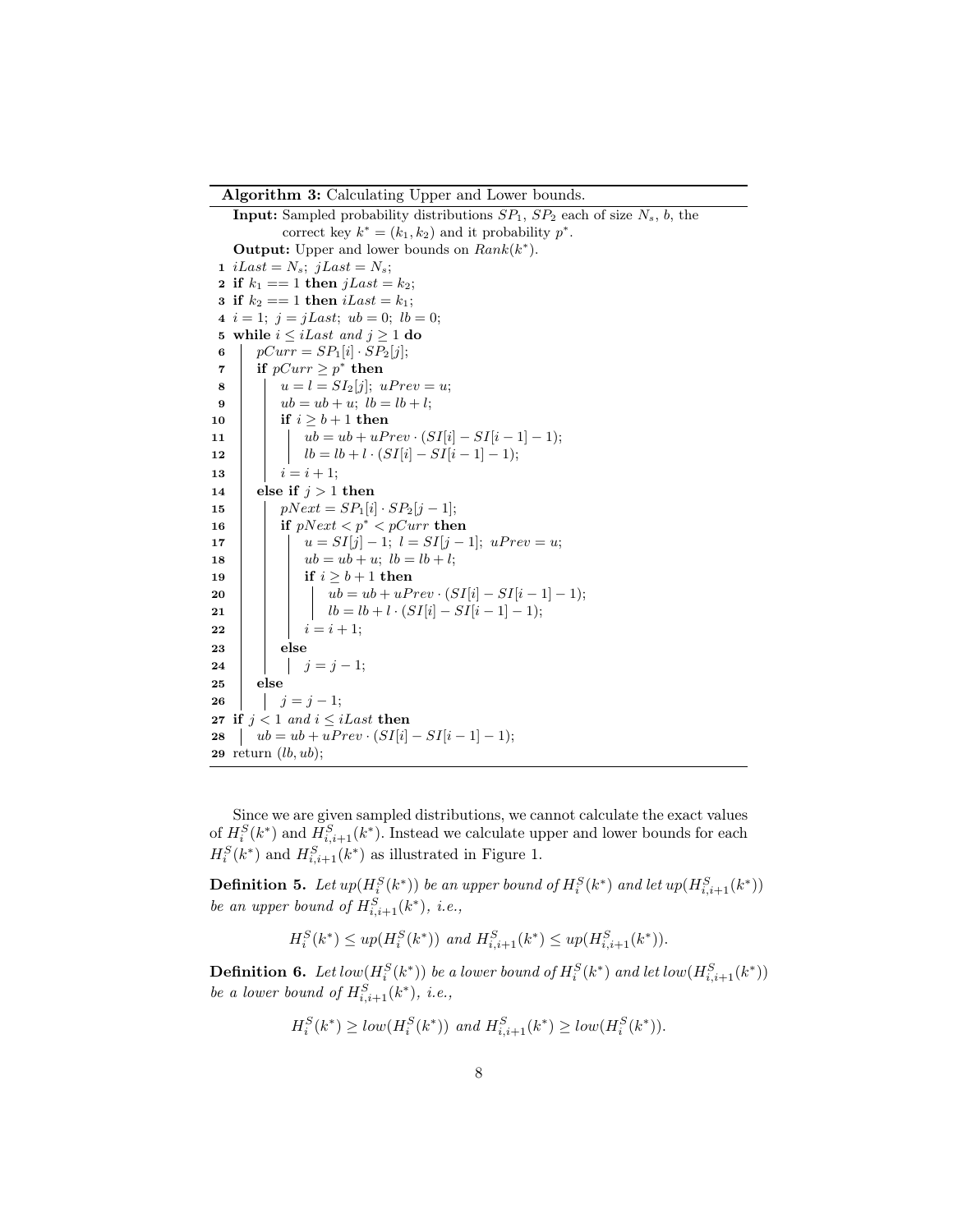**Algorithm 3:** Calculating Upper and Lower bounds.

**Input:** Sampled probability distributions $SP_1$, $SP_2$ each of size $N_s$, $b$, the correct key $k^* = (k_1, k_2)$ and it probability $p^*$.

**Output:** Upper and lower bounds on $Rank(k^*)$.

```
1  iLast = N_s; jLast = N_s;
2  if k_1 == 1 then jLast = k_2;
3  if k_2 == 1 then iLast = k_1;
4  i = 1; j = jLast; ub = 0; lb = 0;
5  while i ≤ iLast and j ≥ 1 do
6      pCurr = SP_1[i] · SP_2[j];
7      if pCurr ≥ p* then
8          u = l = SI_2[j]; uPrev = u;
9          ub = ub + u; lb = lb + l;
10         if i ≥ b + 1 then
11             ub = ub + uPrev · (SI[i] − SI[i − 1] − 1);
12             lb = lb + l · (SI[i] − SI[i − 1] − 1);
13         i = i + 1;
14     else if j > 1 then
15         pNext = SP_1[i] · SP_2[j − 1];
16         if pNext < p* < pCurr then
17             u = SI[j] − 1; l = SI[j − 1]; uPrev = u;
18             ub = ub + u; lb = lb + l;
19             if i ≥ b + 1 then
20                 ub = ub + uPrev · (SI[i] − SI[i − 1] − 1);
21                 lb = lb + l · (SI[i] − SI[i − 1] − 1);
22             i = i + 1;
23         else
24             j = j − 1;
25     else
26         j = j − 1;
27 if j < 1 and i ≤ iLast then
28     ub = ub + uPrev · (SI[i] − SI[i − 1] − 1);
29 return (lb, ub);
```

Since we are given sampled distributions, we cannot calculate the exact values of $H_i^S(k^*)$ and $H_{i,i+1}^S(k^*)$. Instead we calculate upper and lower bounds for each $H_i^S(k^*)$ and $H_{i,i+1}^S(k^*)$ as illustrated in Figure 1.

**Definition 5.** *Let $up(H_i^S(k^*))$ be an upper bound of $H_i^S(k^*)$ and let $up(H_{i,i+1}^S(k^*))$ be an upper bound of $H_{i,i+1}^S(k^*)$, i.e.,*

$$H_i^S(k^*) \leq up(H_i^S(k^*)) \text{ and } H_{i,i+1}^S(k^*) \leq up(H_{i,i+1}^S(k^*)).$$

**Definition 6.** *Let $low(H_i^S(k^*))$ be a lower bound of $H_i^S(k^*)$ and let $low(H_{i,i+1}^S(k^*))$ be a lower bound of $H_{i,i+1}^S(k^*)$, i.e.,*

$$H_i^S(k^*) \geq low(H_i^S(k^*)) \text{ and } H_{i,i+1}^S(k^*) \geq low(H_i^S(k^*)).$$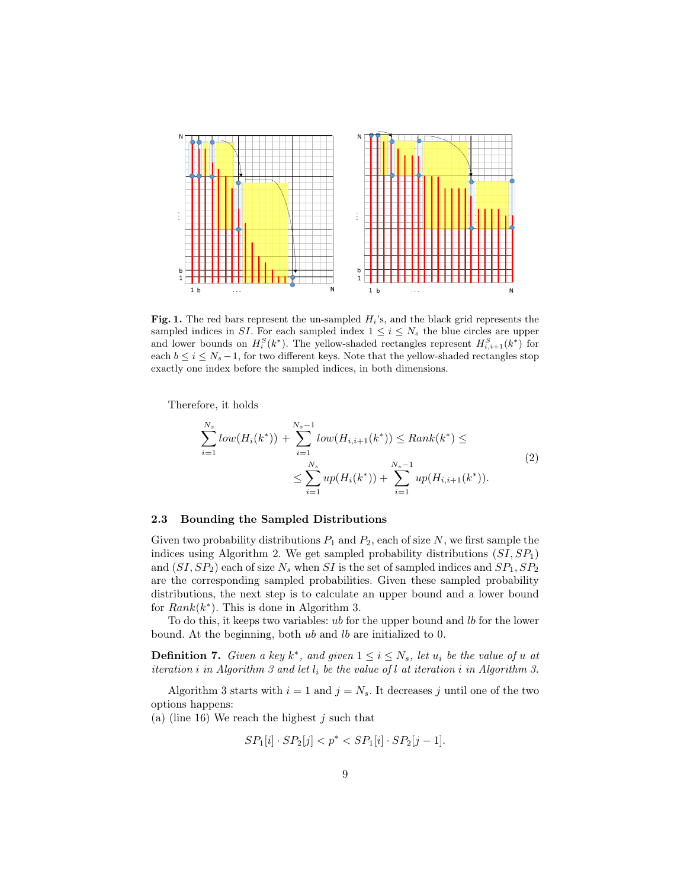N

b
1

1 b ... N

N

b
1

1 b ... N

**Fig. 1.** The red bars represent the un-sampled $H_i$'s, and the black grid represents the sampled indices in $SI$. For each sampled index $1 \leq i \leq N_s$ the blue circles are upper and lower bounds on $H_i^S(k^*)$. The yellow-shaded rectangles represent $H_{i,i+1}^S(k^*)$ for each $b \leq i \leq N_s - 1$, for two different keys. Note that the yellow-shaded rectangles stop exactly one index before the sampled indices, in both dimensions.

Therefore, it holds

$$\sum_{i=1}^{N_s} low(H_i(k^*)) + \sum_{i=1}^{N_s-1} low(H_{i,i+1}(k^*)) \leq Rank(k^*) \leq \\ \leq \sum_{i=1}^{N_s} up(H_i(k^*)) + \sum_{i=1}^{N_s-1} up(H_{i,i+1}(k^*)). \tag{2}$$

### 2.3 Bounding the Sampled Distributions

Given two probability distributions $P_1$ and $P_2$, each of size $N$, we first sample the indices using Algorithm 2. We get sampled probability distributions $(SI, SP_1)$ and $(SI, SP_2)$ each of size $N_s$ when $SI$ is the set of sampled indices and $SP_1, SP_2$ are the corresponding sampled probabilities. Given these sampled probability distributions, the next step is to calculate an upper bound and a lower bound for $Rank(k^*)$. This is done in Algorithm 3.

To do this, it keeps two variables: $ub$ for the upper bound and $lb$ for the lower bound. At the beginning, both $ub$ and $lb$ are initialized to 0.

**Definition 7.** *Given a key $k^*$, and given $1 \leq i \leq N_s$, let $u_i$ be the value of $u$ at iteration $i$ in Algorithm 3 and let $l_i$ be the value of $l$ at iteration $i$ in Algorithm 3.*

Algorithm 3 starts with $i = 1$ and $j = N_s$. It decreases $j$ until one of the two options happens:
(a) (line 16) We reach the highest $j$ such that

$$SP_1[i] \cdot SP_2[j] < p^* < SP_1[i] \cdot SP_2[j-1].$$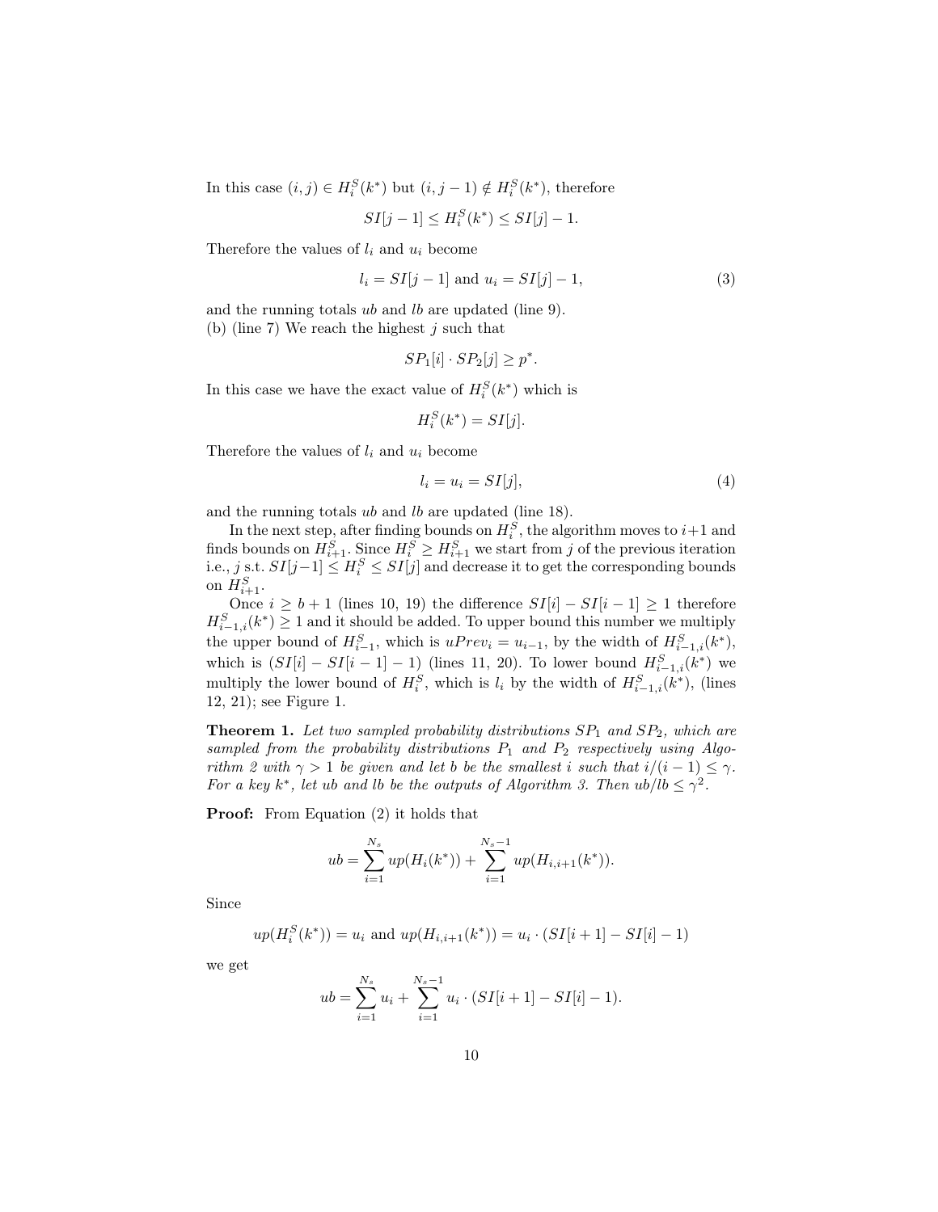In this case $(i, j) \in H_i^S(k^*)$ but $(i, j-1) \notin H_i^S(k^*)$, therefore

$$SI[j-1] \leq H_i^S(k^*) \leq SI[j] - 1.$$

Therefore the values of $l_i$ and $u_i$ become

$$l_i = SI[j-1] \text{ and } u_i = SI[j] - 1, \tag{3}$$

and the running totals $ub$ and $lb$ are updated (line 9).
(b) (line 7) We reach the highest $j$ such that

$$SP_1[i] \cdot SP_2[j] \geq p^*.$$

In this case we have the exact value of $H_i^S(k^*)$ which is

$$H_i^S(k^*) = SI[j].$$

Therefore the values of $l_i$ and $u_i$ become

$$l_i = u_i = SI[j], \tag{4}$$

and the running totals $ub$ and $lb$ are updated (line 18).

In the next step, after finding bounds on $H_i^S$, the algorithm moves to $i+1$ and finds bounds on $H_{i+1}^S$. Since $H_i^S \geq H_{i+1}^S$ we start from $j$ of the previous iteration i.e., $j$ s.t. $SI[j-1] \leq H_i^S \leq SI[j]$ and decrease it to get the corresponding bounds on $H_{i+1}^S$.

Once $i \geq b+1$ (lines 10, 19) the difference $SI[i] - SI[i-1] \geq 1$ therefore $H_{i-1,i}^S(k^*) \geq 1$ and it should be added. To upper bound this number we multiply the upper bound of $H_{i-1}^S$, which is $uPrev_i = u_{i-1}$, by the width of $H_{i-1,i}^S(k^*)$, which is $(SI[i] - SI[i-1] - 1)$ (lines 11, 20). To lower bound $H_{i-1,i}^S(k^*)$ we multiply the lower bound of $H_i^S$, which is $l_i$ by the width of $H_{i-1,i}^S(k^*)$, (lines 12, 21); see Figure 1.

**Theorem 1.** *Let two sampled probability distributions $SP_1$ and $SP_2$, which are sampled from the probability distributions $P_1$ and $P_2$ respectively using Algorithm 2 with $\gamma > 1$ be given and let $b$ be the smallest $i$ such that $i/(i-1) \leq \gamma$. For a key $k^*$, let $ub$ and $lb$ be the outputs of Algorithm 3. Then $ub/lb \leq \gamma^2$.*

**Proof:** From Equation (2) it holds that

$$ub = \sum_{i=1}^{N_s} up(H_i(k^*)) + \sum_{i=1}^{N_s-1} up(H_{i,i+1}(k^*)).$$

Since

$$up(H_i^S(k^*)) = u_i \text{ and } up(H_{i,i+1}(k^*)) = u_i \cdot (SI[i+1] - SI[i] - 1)$$

we get

$$ub = \sum_{i=1}^{N_s} u_i + \sum_{i=1}^{N_s-1} u_i \cdot (SI[i+1] - SI[i] - 1).$$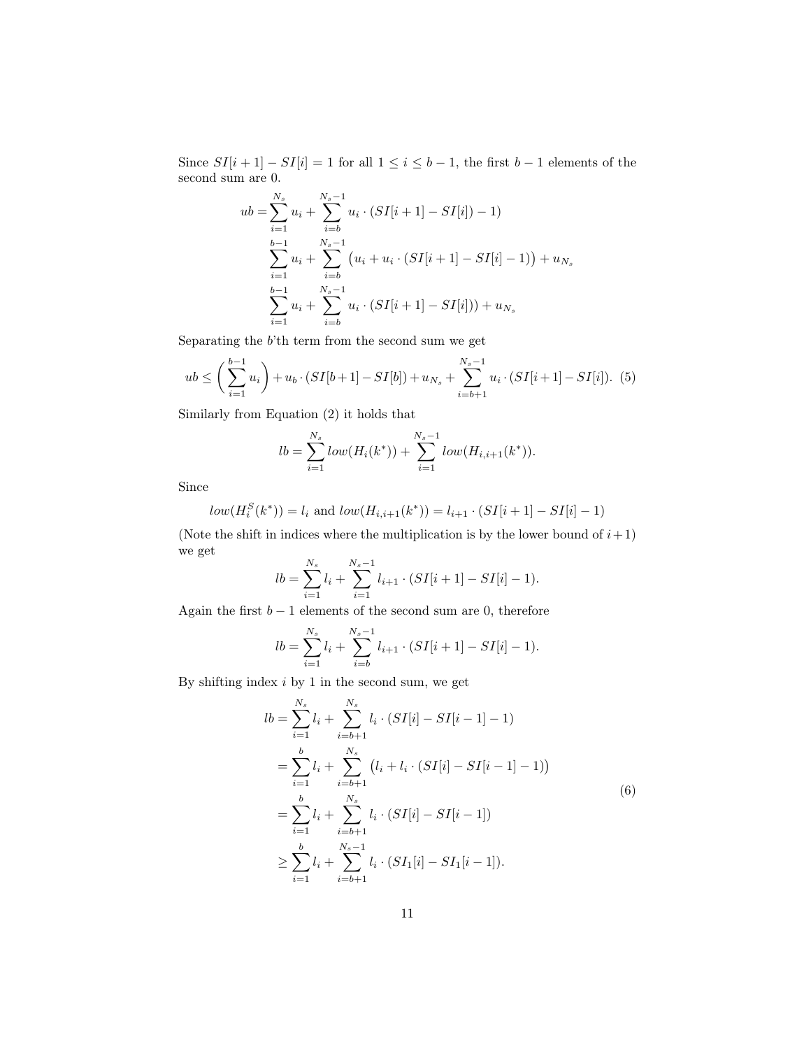Since $SI[i+1] - SI[i] = 1$ for all $1 \leq i \leq b-1$, the first $b-1$ elements of the second sum are 0.

$$
\begin{aligned}
ub =& \sum_{i=1}^{N_s} u_i + \sum_{i=b}^{N_s-1} u_i \cdot (SI[i+1] - SI[i]) - 1) \\
& \sum_{i=1}^{b-1} u_i + \sum_{i=b}^{N_s-1} \big( u_i + u_i \cdot (SI[i+1] - SI[i] - 1) \big) + u_{N_s} \\
& \sum_{i=1}^{b-1} u_i + \sum_{i=b}^{N_s-1} u_i \cdot (SI[i+1] - SI[i])) + u_{N_s}
\end{aligned}
$$

Separating the $b$'th term from the second sum we get

$$
ub \leq \left( \sum_{i=1}^{b-1} u_i \right) + u_b \cdot (SI[b+1] - SI[b]) + u_{N_s} + \sum_{i=b+1}^{N_s-1} u_i \cdot (SI[i+1] - SI[i]). \quad (5)
$$

Similarly from Equation (2) it holds that

$$
lb = \sum_{i=1}^{N_s} low(H_i(k^*)) + \sum_{i=1}^{N_s-1} low(H_{i,i+1}(k^*)).
$$

Since

$$
low(H_i^S(k^*)) = l_i \text{ and } low(H_{i,i+1}(k^*)) = l_{i+1} \cdot (SI[i+1] - SI[i] - 1)
$$

(Note the shift in indices where the multiplication is by the lower bound of $i+1$) we get

$$
lb = \sum_{i=1}^{N_s} l_i + \sum_{i=1}^{N_s-1} l_{i+1} \cdot (SI[i+1] - SI[i] - 1).
$$

Again the first $b-1$ elements of the second sum are 0, therefore

$$
lb = \sum_{i=1}^{N_s} l_i + \sum_{i=b}^{N_s-1} l_{i+1} \cdot (SI[i+1] - SI[i] - 1).
$$

By shifting index $i$ by 1 in the second sum, we get

$$
\begin{aligned}
lb &= \sum_{i=1}^{N_s} l_i + \sum_{i=b+1}^{N_s} l_i \cdot (SI[i] - SI[i-1] - 1) \\
&= \sum_{i=1}^{b} l_i + \sum_{i=b+1}^{N_s} \big( l_i + l_i \cdot (SI[i] - SI[i-1] - 1) \big) \\
&= \sum_{i=1}^{b} l_i + \sum_{i=b+1}^{N_s} l_i \cdot (SI[i] - SI[i-1]) \\
&\geq \sum_{i=1}^{b} l_i + \sum_{i=b+1}^{N_s-1} l_i \cdot (SI_1[i] - SI_1[i-1]).
\end{aligned} \quad (6)
$$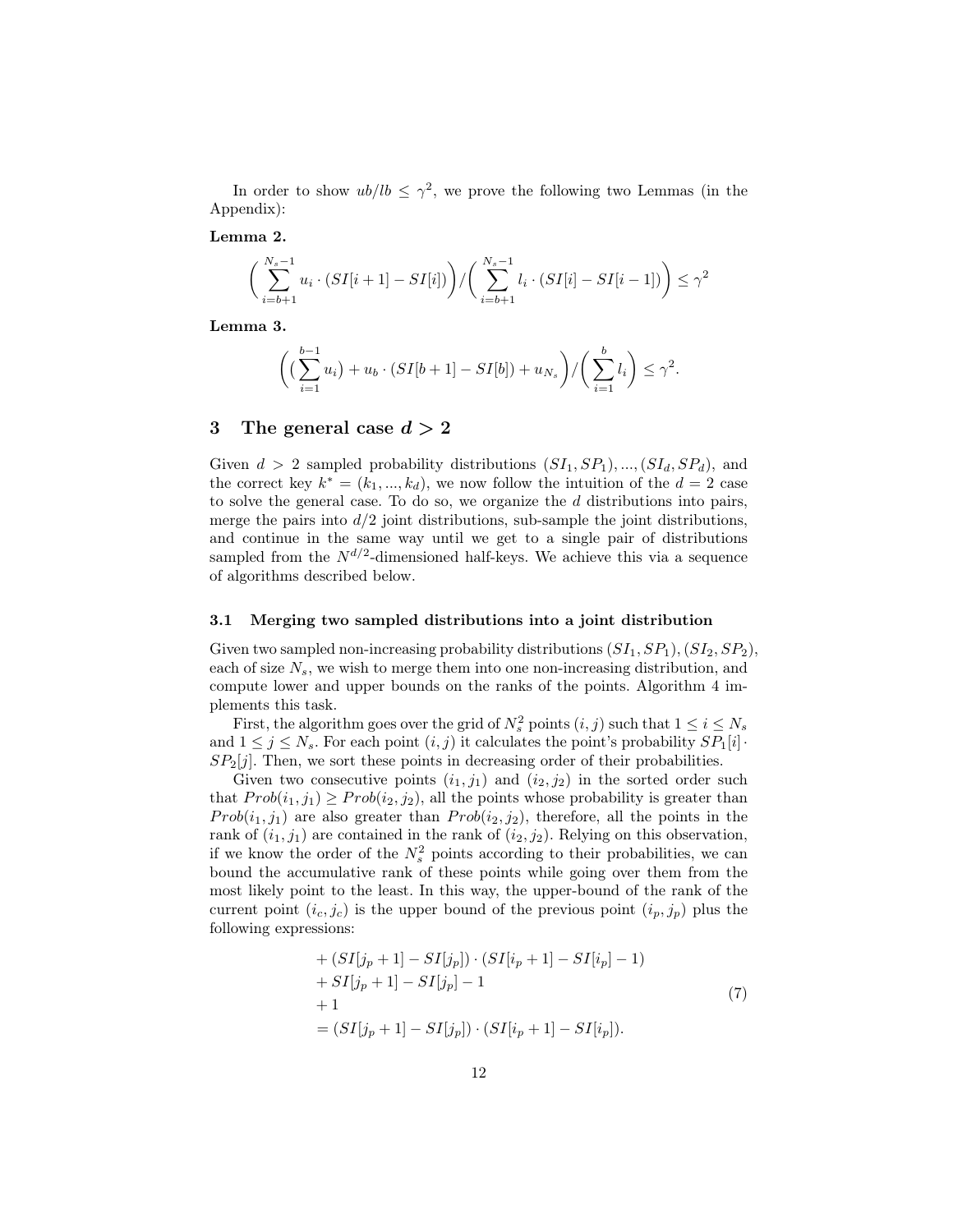In order to show $ub/lb \leq \gamma^2$, we prove the following two Lemmas (in the Appendix):

**Lemma 2.**

$$\Big(\sum_{i=b+1}^{N_s-1} u_i \cdot (SI[i+1] - SI[i])\Big) / \Big(\sum_{i=b+1}^{N_s-1} l_i \cdot (SI[i] - SI[i-1])\Big) \leq \gamma^2$$

**Lemma 3.**

$$\Big((\sum_{i=1}^{b-1} u_i) + u_b \cdot (SI[b+1] - SI[b]) + u_{N_s}\Big) / \Big(\sum_{i=1}^{b} l_i\Big) \leq \gamma^2.$$

## 3 The general case $d > 2$

Given $d > 2$ sampled probability distributions $(SI_1, SP_1), ..., (SI_d, SP_d)$, and the correct key $k^* = (k_1, ..., k_d)$, we now follow the intuition of the $d = 2$ case to solve the general case. To do so, we organize the $d$ distributions into pairs, merge the pairs into $d/2$ joint distributions, sub-sample the joint distributions, and continue in the same way until we get to a single pair of distributions sampled from the $N^{d/2}$-dimensioned half-keys. We achieve this via a sequence of algorithms described below.

### 3.1 Merging two sampled distributions into a joint distribution

Given two sampled non-increasing probability distributions $(SI_1, SP_1), (SI_2, SP_2)$, each of size $N_s$, we wish to merge them into one non-increasing distribution, and compute lower and upper bounds on the ranks of the points. Algorithm 4 implements this task.

First, the algorithm goes over the grid of $N_s^2$ points $(i, j)$ such that $1 \leq i \leq N_s$ and $1 \leq j \leq N_s$. For each point $(i, j)$ it calculates the point's probability $SP_1[i] \cdot SP_2[j]$. Then, we sort these points in decreasing order of their probabilities.

Given two consecutive points $(i_1, j_1)$ and $(i_2, j_2)$ in the sorted order such that $Prob(i_1, j_1) \geq Prob(i_2, j_2)$, all the points whose probability is greater than $Prob(i_1, j_1)$ are also greater than $Prob(i_2, j_2)$, therefore, all the points in the rank of $(i_1, j_1)$ are contained in the rank of $(i_2, j_2)$. Relying on this observation, if we know the order of the $N_s^2$ points according to their probabilities, we can bound the accumulative rank of these points while going over them from the most likely point to the least. In this way, the upper-bound of the rank of the current point $(i_c, j_c)$ is the upper bound of the previous point $(i_p, j_p)$ plus the following expressions:

$$\begin{aligned}
&+ (SI[j_p + 1] - SI[j_p]) \cdot (SI[i_p + 1] - SI[i_p] - 1) \\
&+ SI[j_p + 1] - SI[j_p] - 1 \\
&+ 1 \\
&= (SI[j_p + 1] - SI[j_p]) \cdot (SI[i_p + 1] - SI[i_p]).
\end{aligned} \tag{7}$$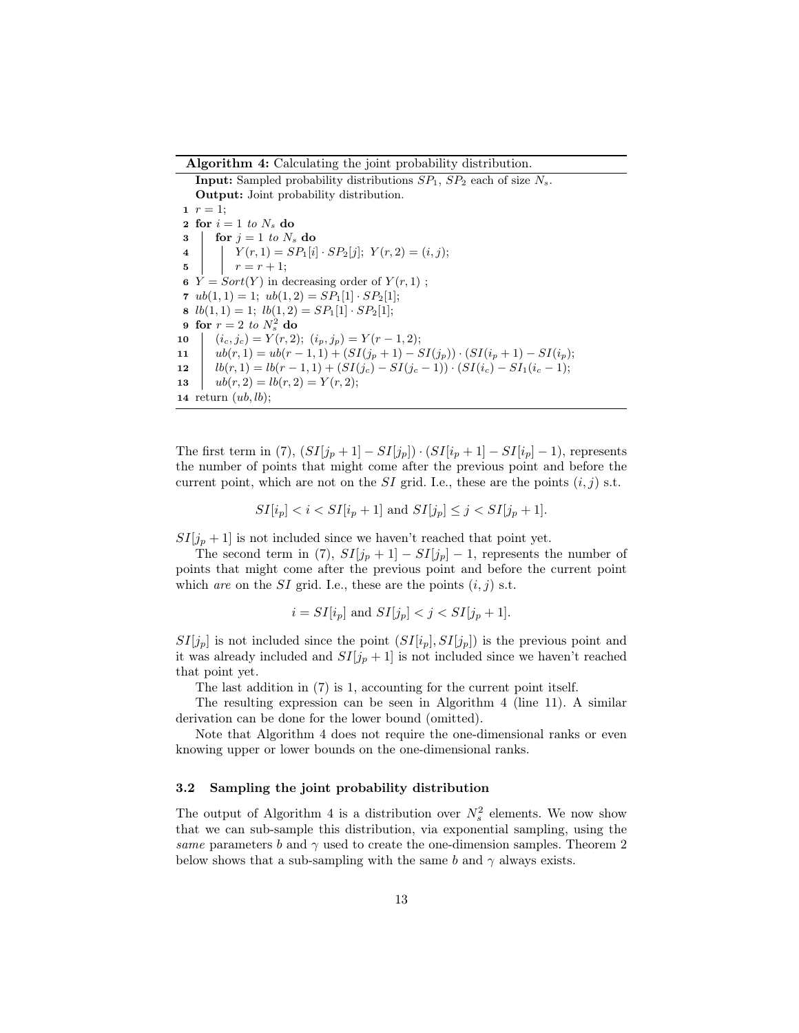**Algorithm 4:** Calculating the joint probability distribution.

**Input:** Sampled probability distributions $SP_1$, $SP_2$ each of size $N_s$.
**Output:** Joint probability distribution.

```
1  r = 1;
2  for i = 1 to N_s do
3  |   for j = 1 to N_s do
4  |   |   Y(r,1) = SP_1[i] · SP_2[j]; Y(r,2) = (i,j);
5  |   |   r = r + 1;
6  Y = Sort(Y) in decreasing order of Y(r,1) ;
7  ub(1,1) = 1; ub(1,2) = SP_1[1] · SP_2[1];
8  lb(1,1) = 1; lb(1,2) = SP_1[1] · SP_2[1];
9  for r = 2 to N_s^2 do
10 |   (i_c, j_c) = Y(r,2); (i_p, j_p) = Y(r-1,2);
11 |   ub(r,1) = ub(r-1,1) + (SI(j_p+1) - SI(j_p)) · (SI(i_p+1) - SI(i_p));
12 |   lb(r,1) = lb(r-1,1) + (SI(j_c) - SI(j_c-1)) · (SI(i_c) - SI_1(i_c-1);
13 |   ub(r,2) = lb(r,2) = Y(r,2);
14 return (ub, lb);
```

The first term in (7), $(SI[j_p+1] - SI[j_p]) \cdot (SI[i_p+1] - SI[i_p] - 1)$, represents the number of points that might come after the previous point and before the current point, which are not on the $SI$ grid. I.e., these are the points $(i,j)$ s.t.

$$SI[i_p] < i < SI[i_p+1] \text{ and } SI[j_p] \leq j < SI[j_p+1].$$

$SI[j_p+1]$ is not included since we haven't reached that point yet.

The second term in (7), $SI[j_p+1] - SI[j_p] - 1$, represents the number of points that might come after the previous point and before the current point which *are* on the $SI$ grid. I.e., these are the points $(i,j)$ s.t.

$$i = SI[i_p] \text{ and } SI[j_p] < j < SI[j_p+1].$$

$SI[j_p]$ is not included since the point $(SI[i_p], SI[j_p])$ is the previous point and it was already included and $SI[j_p+1]$ is not included since we haven't reached that point yet.

The last addition in (7) is 1, accounting for the current point itself.

The resulting expression can be seen in Algorithm 4 (line 11). A similar derivation can be done for the lower bound (omitted).

Note that Algorithm 4 does not require the one-dimensional ranks or even knowing upper or lower bounds on the one-dimensional ranks.

### 3.2 Sampling the joint probability distribution

The output of Algorithm 4 is a distribution over $N_s^2$ elements. We now show that we can sub-sample this distribution, via exponential sampling, using the *same* parameters $b$ and $\gamma$ used to create the one-dimension samples. Theorem 2 below shows that a sub-sampling with the same $b$ and $\gamma$ always exists.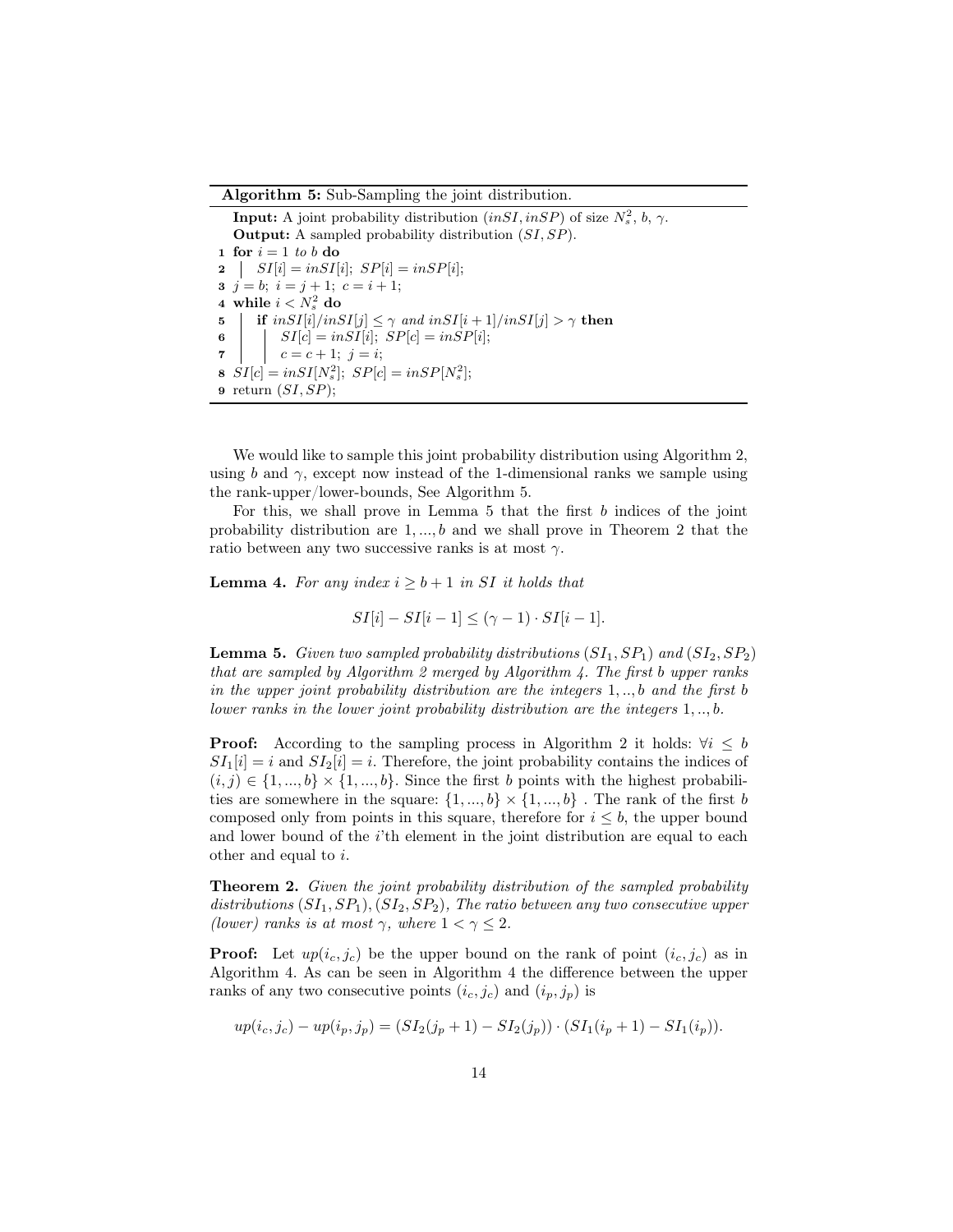**Algorithm 5:** Sub-Sampling the joint distribution.

```
Input: A joint probability distribution (inSI, inSP) of size N_s^2, b, γ.
Output: A sampled probability distribution (SI, SP).
1 for i = 1 to b do
2 |   SI[i] = inSI[i]; SP[i] = inSP[i];
3 j = b; i = j + 1; c = i + 1;
4 while i < N_s^2 do
5 |   if inSI[i]/inSI[j] ≤ γ and inSI[i+1]/inSI[j] > γ then
6 |   |   SI[c] = inSI[i]; SP[c] = inSP[i];
7 |   |   c = c + 1; j = i;
8 SI[c] = inSI[N_s^2]; SP[c] = inSP[N_s^2];
9 return (SI, SP);
```

We would like to sample this joint probability distribution using Algorithm 2, using $b$ and $\gamma$, except now instead of the 1-dimensional ranks we sample using the rank-upper/lower-bounds, See Algorithm 5.

For this, we shall prove in Lemma 5 that the first $b$ indices of the joint probability distribution are $1, ..., b$ and we shall prove in Theorem 2 that the ratio between any two successive ranks is at most $\gamma$.

**Lemma 4.** *For any index $i \geq b + 1$ in $SI$ it holds that*

$$SI[i] - SI[i-1] \leq (\gamma - 1) \cdot SI[i-1].$$

**Lemma 5.** *Given two sampled probability distributions $(SI_1, SP_1)$ and $(SI_2, SP_2)$ that are sampled by Algorithm 2 merged by Algorithm 4. The first $b$ upper ranks in the upper joint probability distribution are the integers $1, .., b$ and the first $b$ lower ranks in the lower joint probability distribution are the integers $1, .., b$.*

**Proof:** According to the sampling process in Algorithm 2 it holds: $\forall i \leq b$ $SI_1[i] = i$ and $SI_2[i] = i$. Therefore, the joint probability contains the indices of $(i, j) \in \{1, ..., b\} \times \{1, ..., b\}$. Since the first $b$ points with the highest probabilities are somewhere in the square: $\{1, ..., b\} \times \{1, ..., b\}$ . The rank of the first $b$ composed only from points in this square, therefore for $i \leq b$, the upper bound and lower bound of the $i$'th element in the joint distribution are equal to each other and equal to $i$.

**Theorem 2.** *Given the joint probability distribution of the sampled probability distributions $(SI_1, SP_1), (SI_2, SP_2)$, The ratio between any two consecutive upper (lower) ranks is at most $\gamma$, where $1 < \gamma \leq 2$.*

**Proof:** Let $up(i_c, j_c)$ be the upper bound on the rank of point $(i_c, j_c)$ as in Algorithm 4. As can be seen in Algorithm 4 the difference between the upper ranks of any two consecutive points $(i_c, j_c)$ and $(i_p, j_p)$ is

$$up(i_c, j_c) - up(i_p, j_p) = (SI_2(j_p + 1) - SI_2(j_p)) \cdot (SI_1(i_p + 1) - SI_1(i_p)).$$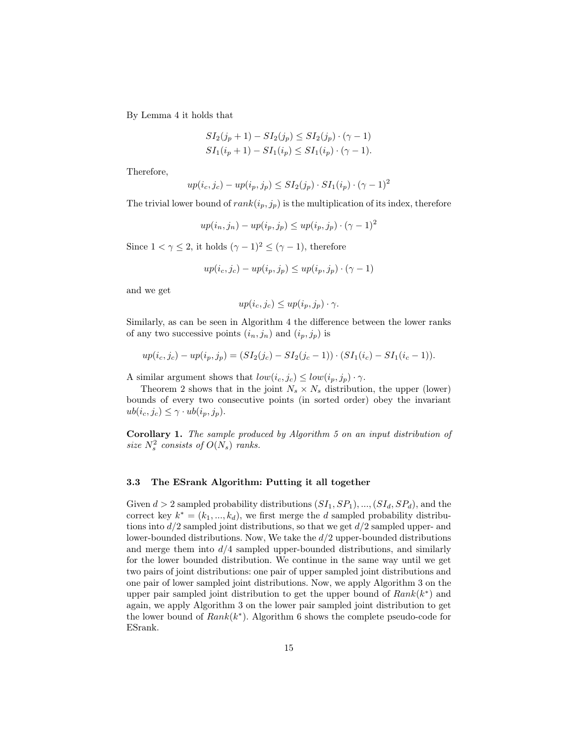By Lemma 4 it holds that

$$SI_2(j_p + 1) - SI_2(j_p) \leq SI_2(j_p) \cdot (\gamma - 1)$$
$$SI_1(i_p + 1) - SI_1(i_p) \leq SI_1(i_p) \cdot (\gamma - 1).$$

Therefore,

$$up(i_c, j_c) - up(i_p, j_p) \leq SI_2(j_p) \cdot SI_1(i_p) \cdot (\gamma - 1)^2$$

The trivial lower bound of $rank(i_p, j_p)$ is the multiplication of its index, therefore

$$up(i_n, j_n) - up(i_p, j_p) \leq up(i_p, j_p) \cdot (\gamma - 1)^2$$

Since $1 < \gamma \leq 2$, it holds $(\gamma - 1)^2 \leq (\gamma - 1)$, therefore

$$up(i_c, j_c) - up(i_p, j_p) \leq up(i_p, j_p) \cdot (\gamma - 1)$$

and we get

$$up(i_c, j_c) \leq up(i_p, j_p) \cdot \gamma.$$

Similarly, as can be seen in Algorithm 4 the difference between the lower ranks of any two successive points $(i_n, j_n)$ and $(i_p, j_p)$ is

$$up(i_c, j_c) - up(i_p, j_p) = (SI_2(j_c) - SI_2(j_c - 1)) \cdot (SI_1(i_c) - SI_1(i_c - 1)).$$

A similar argument shows that $low(i_c, j_c) \leq low(i_p, j_p) \cdot \gamma$.

Theorem 2 shows that in the joint $N_s \times N_s$ distribution, the upper (lower) bounds of every two consecutive points (in sorted order) obey the invariant $ub(i_c, j_c) \leq \gamma \cdot ub(i_p, j_p)$.

**Corollary 1.** *The sample produced by Algorithm 5 on an input distribution of size $N_s^2$ consists of $O(N_s)$ ranks.*

### 3.3 The ESrank Algorithm: Putting it all together

Given $d > 2$ sampled probability distributions $(SI_1, SP_1), ..., (SI_d, SP_d)$, and the correct key $k^* = (k_1, ..., k_d)$, we first merge the $d$ sampled probability distributions into $d/2$ sampled joint distributions, so that we get $d/2$ sampled upper- and lower-bounded distributions. Now, We take the $d/2$ upper-bounded distributions and merge them into $d/4$ sampled upper-bounded distributions, and similarly for the lower bounded distribution. We continue in the same way until we get two pairs of joint distributions: one pair of upper sampled joint distributions and one pair of lower sampled joint distributions. Now, we apply Algorithm 3 on the upper pair sampled joint distribution to get the upper bound of $Rank(k^*)$ and again, we apply Algorithm 3 on the lower pair sampled joint distribution to get the lower bound of $Rank(k^*)$. Algorithm 6 shows the complete pseudo-code for ESrank.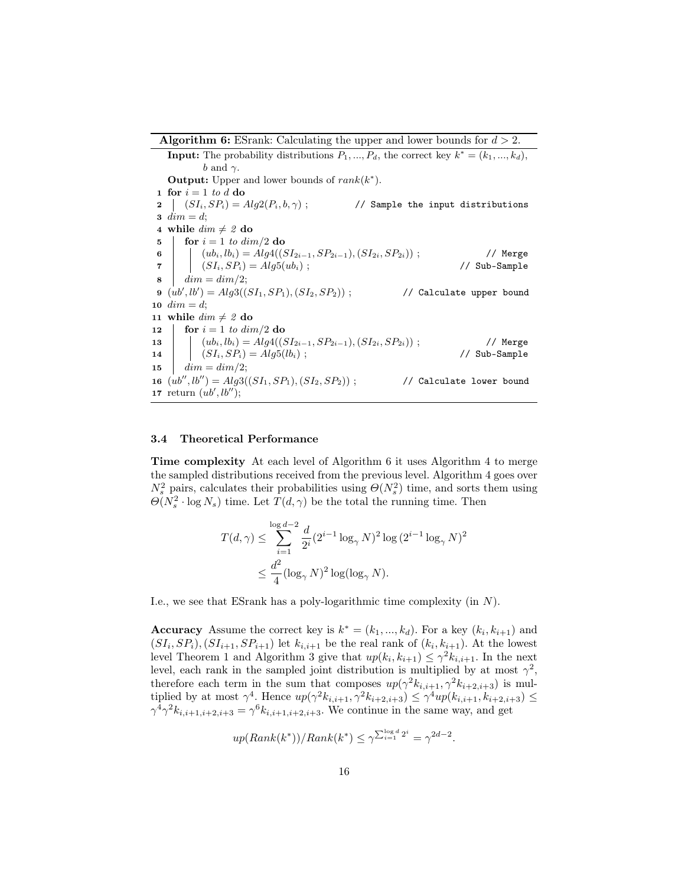**Algorithm 6:** ESrank: Calculating the upper and lower bounds for $d > 2$.

```
Input: The probability distributions P_1, ..., P_d, the correct key k* = (k_1, ..., k_d),
       b and γ.
Output: Upper and lower bounds of rank(k*).
 1 for i = 1 to d do
 2   | (SI_i, SP_i) = Alg2(P_i, b, γ) ;          // Sample the input distributions
 3 dim = d;
 4 while dim ≠ 2 do
 5   | for i = 1 to dim/2 do
 6   |   | (ub_i, lb_i) = Alg4((SI_{2i−1}, SP_{2i−1}), (SI_{2i}, SP_{2i})) ;        // Merge
 7   |   | (SI_i, SP_i) = Alg5(ub_i) ;                                          // Sub-Sample
 8   | dim = dim/2;
 9 (ub', lb') = Alg3((SI_1, SP_1), (SI_2, SP_2)) ;          // Calculate upper bound
10 dim = d;
11 while dim ≠ 2 do
12   | for i = 1 to dim/2 do
13   |   | (ub_i, lb_i) = Alg4((SI_{2i−1}, SP_{2i−1}), (SI_{2i}, SP_{2i})) ;        // Merge
14   |   | (SI_i, SP_i) = Alg5(lb_i) ;                                          // Sub-Sample
15   | dim = dim/2;
16 (ub'', lb'') = Alg3((SI_1, SP_1), (SI_2, SP_2)) ;        // Calculate lower bound
17 return (ub', lb'');
```

### 3.4 Theoretical Performance

**Time complexity** At each level of Algorithm 6 it uses Algorithm 4 to merge the sampled distributions received from the previous level. Algorithm 4 goes over $N_s^2$ pairs, calculates their probabilities using $\Theta(N_s^2)$ time, and sorts them using $\Theta(N_s^2 \cdot \log N_s)$ time. Let $T(d, \gamma)$ be the total the running time. Then

$$T(d,\gamma) \leq \sum_{i=1}^{\log d - 2} \frac{d}{2^i}(2^{i-1}\log_\gamma N)^2 \log{(2^{i-1}\log_\gamma N)^2}$$
$$\leq \frac{d^2}{4}(\log_\gamma N)^2 \log(\log_\gamma N).$$

I.e., we see that ESrank has a poly-logarithmic time complexity (in $N$).

**Accuracy** Assume the correct key is $k^* = (k_1, ..., k_d)$. For a key $(k_i, k_{i+1})$ and $(SI_i, SP_i), (SI_{i+1}, SP_{i+1})$ let $k_{i,i+1}$ be the real rank of $(k_i, k_{i+1})$. At the lowest level Theorem 1 and Algorithm 3 give that $up(k_i, k_{i+1}) \leq \gamma^2 k_{i,i+1}$. In the next level, each rank in the sampled joint distribution is multiplied by at most $\gamma^2$, therefore each term in the sum that composes $up(\gamma^2 k_{i,i+1}, \gamma^2 k_{i+2,i+3})$ is multiplied by at most $\gamma^4$. Hence $up(\gamma^2 k_{i,i+1}, \gamma^2 k_{i+2,i+3}) \leq \gamma^4 up(k_{i,i+1}, k_{i+2,i+3}) \leq \gamma^4 \gamma^2 k_{i,i+1,i+2,i+3} = \gamma^6 k_{i,i+1,i+2,i+3}$. We continue in the same way, and get

$$up(Rank(k^*))/Rank(k^*) \leq \gamma^{\sum_{i=1}^{\log d} 2^i} = \gamma^{2d-2}.$$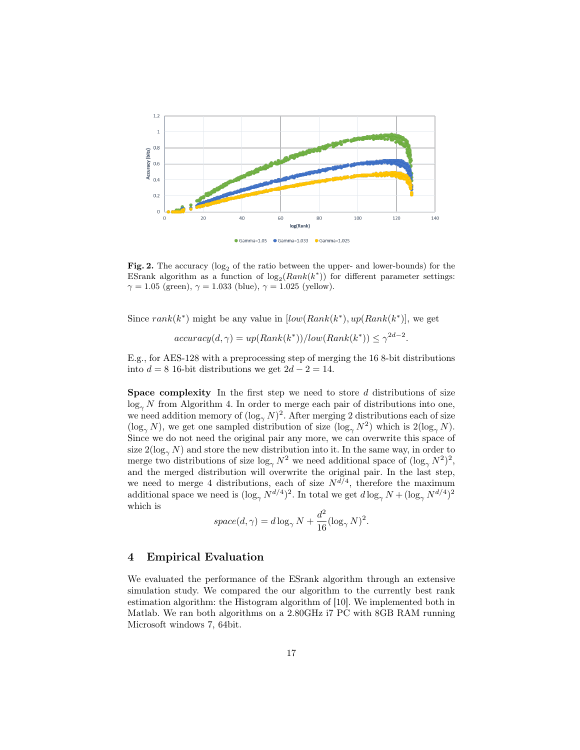Accuracy (bits)

1.2
1
0.8
0.6
0.4
0.2
0

0
20
40
60
80
100
120
140

log(Rank)

Gamma=1.05
Gamma=1.033
Gamma=1.025

**Fig. 2.** The accuracy ($\log_2$ of the ratio between the upper- and lower-bounds) for the ESrank algorithm as a function of $\log_2(Rank(k^*))$ for different parameter settings: $\gamma = 1.05$ (green), $\gamma = 1.033$ (blue), $\gamma = 1.025$ (yellow).

Since $rank(k^*)$ might be any value in $[low(Rank(k^*), up(Rank(k^*)]$, we get

$$accuracy(d, \gamma) = up(Rank(k^*))/low(Rank(k^*)) \leq \gamma^{2d-2}.$$

E.g., for AES-128 with a preprocessing step of merging the 16 8-bit distributions into $d = 8$ 16-bit distributions we get $2d - 2 = 14$.

**Space complexity** In the first step we need to store $d$ distributions of size $\log_\gamma N$ from Algorithm 4. In order to merge each pair of distributions into one, we need addition memory of $(\log_\gamma N)^2$. After merging 2 distributions each of size $(\log_\gamma N)$, we get one sampled distribution of size $(\log_\gamma N^2)$ which is $2(\log_\gamma N)$. Since we do not need the original pair any more, we can overwrite this space of size $2(\log_\gamma N)$ and store the new distribution into it. In the same way, in order to merge two distributions of size $\log_\gamma N^2$ we need additional space of $(\log_\gamma N^2)^2$, and the merged distribution will overwrite the original pair. In the last step, we need to merge 4 distributions, each of size $N^{d/4}$, therefore the maximum additional space we need is $(\log_\gamma N^{d/4})^2$. In total we get $d \log_\gamma N + (\log_\gamma N^{d/4})^2$ which is

$$space(d, \gamma) = d \log_\gamma N + \frac{d^2}{16}(\log_\gamma N)^2.$$

## 4 Empirical Evaluation

We evaluated the performance of the ESrank algorithm through an extensive simulation study. We compared the our algorithm to the currently best rank estimation algorithm: the Histogram algorithm of [10]. We implemented both in Matlab. We ran both algorithms on a 2.80GHz i7 PC with 8GB RAM running Microsoft windows 7, 64bit.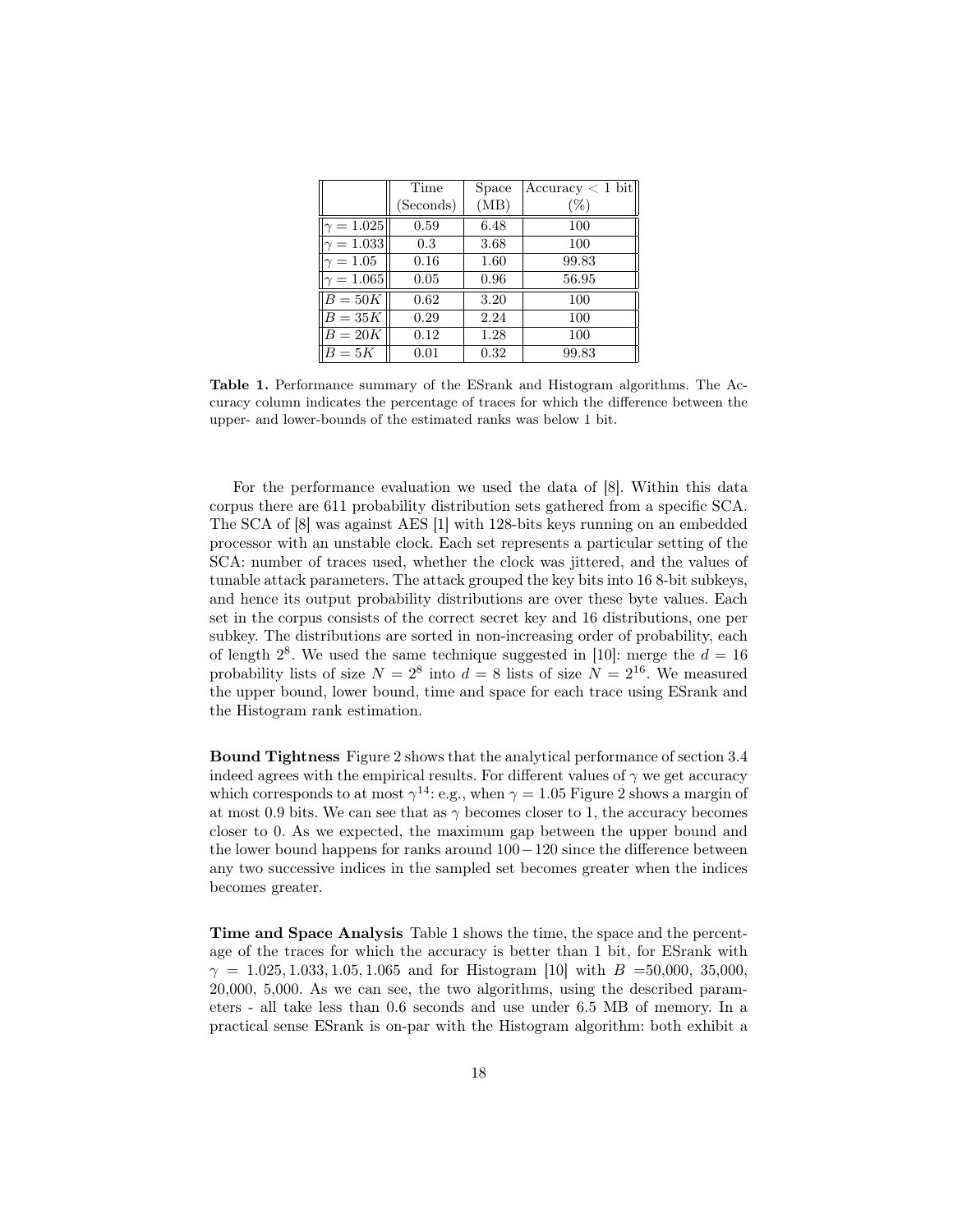| | Time (Seconds) | Space (MB) | Accuracy $<$ 1 bit (%) |
|---|---|---|---|
| $\gamma = 1.025$ | 0.59 | 6.48 | 100 |
| $\gamma = 1.033$ | 0.3 | 3.68 | 100 |
| $\gamma = 1.05$ | 0.16 | 1.60 | 99.83 |
| $\gamma = 1.065$ | 0.05 | 0.96 | 56.95 |
| $B = 50K$ | 0.62 | 3.20 | 100 |
| $B = 35K$ | 0.29 | 2.24 | 100 |
| $B = 20K$ | 0.12 | 1.28 | 100 |
| $B = 5K$ | 0.01 | 0.32 | 99.83 |

**Table 1.** Performance summary of the ESrank and Histogram algorithms. The Accuracy column indicates the percentage of traces for which the difference between the upper- and lower-bounds of the estimated ranks was below 1 bit.

For the performance evaluation we used the data of [8]. Within this data corpus there are 611 probability distribution sets gathered from a specific SCA. The SCA of [8] was against AES [1] with 128-bits keys running on an embedded processor with an unstable clock. Each set represents a particular setting of the SCA: number of traces used, whether the clock was jittered, and the values of tunable attack parameters. The attack grouped the key bits into 16 8-bit subkeys, and hence its output probability distributions are over these byte values. Each set in the corpus consists of the correct secret key and 16 distributions, one per subkey. The distributions are sorted in non-increasing order of probability, each of length $2^8$. We used the same technique suggested in [10]: merge the $d = 16$ probability lists of size $N = 2^8$ into $d = 8$ lists of size $N = 2^{16}$. We measured the upper bound, lower bound, time and space for each trace using ESrank and the Histogram rank estimation.

**Bound Tightness** Figure 2 shows that the analytical performance of section 3.4 indeed agrees with the empirical results. For different values of $\gamma$ we get accuracy which corresponds to at most $\gamma^{14}$: e.g., when $\gamma = 1.05$ Figure 2 shows a margin of at most 0.9 bits. We can see that as $\gamma$ becomes closer to 1, the accuracy becomes closer to 0. As we expected, the maximum gap between the upper bound and the lower bound happens for ranks around $100 - 120$ since the difference between any two successive indices in the sampled set becomes greater when the indices becomes greater.

**Time and Space Analysis** Table 1 shows the time, the space and the percentage of the traces for which the accuracy is better than 1 bit, for ESrank with $\gamma = 1.025, 1.033, 1.05, 1.065$ and for Histogram [10] with $B$ =50,000, 35,000, 20,000, 5,000. As we can see, the two algorithms, using the described parameters - all take less than 0.6 seconds and use under 6.5 MB of memory. In a practical sense ESrank is on-par with the Histogram algorithm: both exhibit a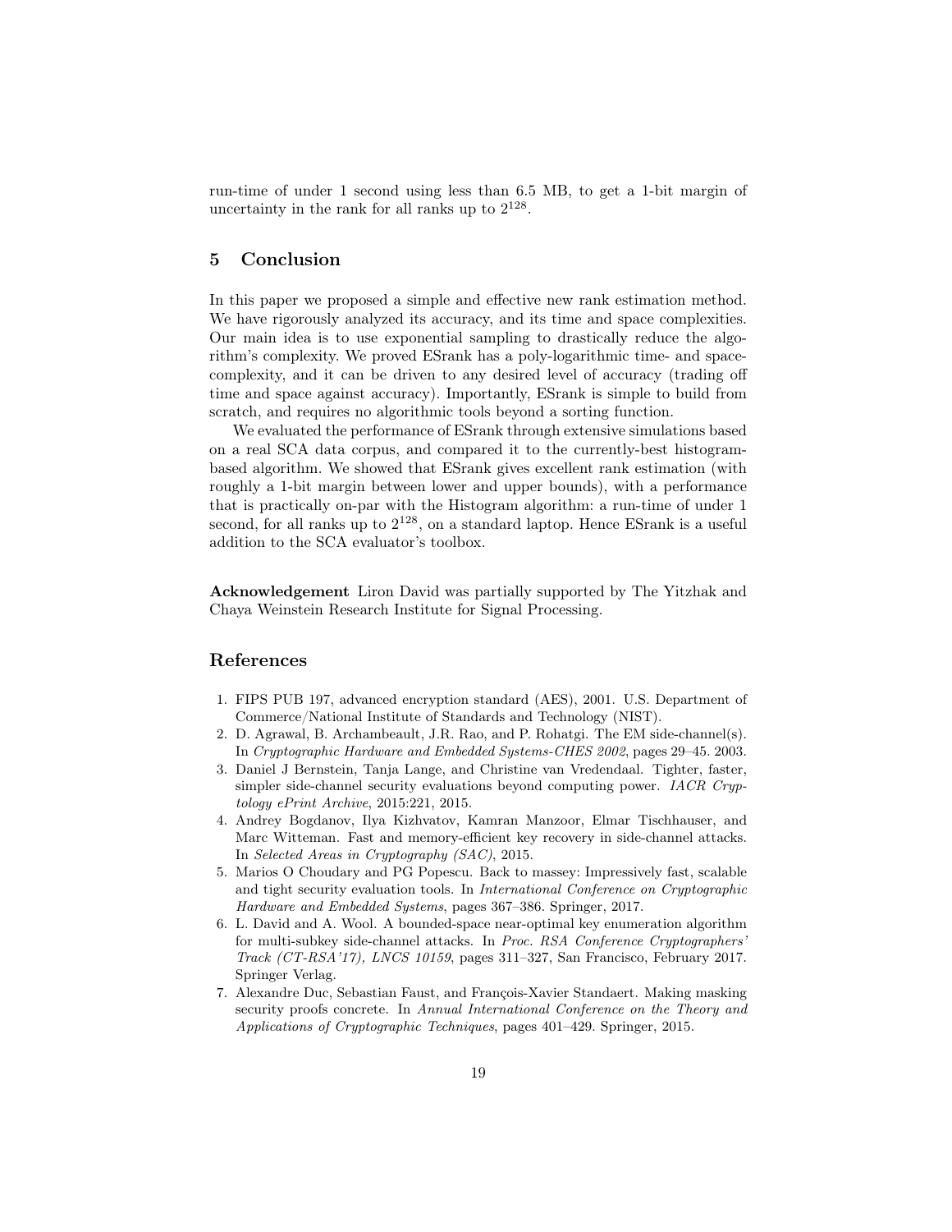run-time of under 1 second using less than 6.5 MB, to get a 1-bit margin of uncertainty in the rank for all ranks up to $2^{128}$.

## 5 Conclusion

In this paper we proposed a simple and effective new rank estimation method. We have rigorously analyzed its accuracy, and its time and space complexities. Our main idea is to use exponential sampling to drastically reduce the algorithm's complexity. We proved ESrank has a poly-logarithmic time- and space-complexity, and it can be driven to any desired level of accuracy (trading off time and space against accuracy). Importantly, ESrank is simple to build from scratch, and requires no algorithmic tools beyond a sorting function.

We evaluated the performance of ESrank through extensive simulations based on a real SCA data corpus, and compared it to the currently-best histogram-based algorithm. We showed that ESrank gives excellent rank estimation (with roughly a 1-bit margin between lower and upper bounds), with a performance that is practically on-par with the Histogram algorithm: a run-time of under 1 second, for all ranks up to $2^{128}$, on a standard laptop. Hence ESrank is a useful addition to the SCA evaluator's toolbox.

**Acknowledgement** Liron David was partially supported by The Yitzhak and Chaya Weinstein Research Institute for Signal Processing.

## References

1. FIPS PUB 197, advanced encryption standard (AES), 2001. U.S. Department of Commerce/National Institute of Standards and Technology (NIST).
2. D. Agrawal, B. Archambeault, J.R. Rao, and P. Rohatgi. The EM side-channel(s). In *Cryptographic Hardware and Embedded Systems-CHES 2002*, pages 29–45. 2003.
3. Daniel J Bernstein, Tanja Lange, and Christine van Vredendaal. Tighter, faster, simpler side-channel security evaluations beyond computing power. *IACR Cryptology ePrint Archive*, 2015:221, 2015.
4. Andrey Bogdanov, Ilya Kizhvatov, Kamran Manzoor, Elmar Tischhauser, and Marc Witteman. Fast and memory-efficient key recovery in side-channel attacks. In *Selected Areas in Cryptography (SAC)*, 2015.
5. Marios O Choudary and PG Popescu. Back to massey: Impressively fast, scalable and tight security evaluation tools. In *International Conference on Cryptographic Hardware and Embedded Systems*, pages 367–386. Springer, 2017.
6. L. David and A. Wool. A bounded-space near-optimal key enumeration algorithm for multi-subkey side-channel attacks. In *Proc. RSA Conference Cryptographers' Track (CT-RSA'17), LNCS 10159*, pages 311–327, San Francisco, February 2017. Springer Verlag.
7. Alexandre Duc, Sebastian Faust, and François-Xavier Standaert. Making masking security proofs concrete. In *Annual International Conference on the Theory and Applications of Cryptographic Techniques*, pages 401–429. Springer, 2015.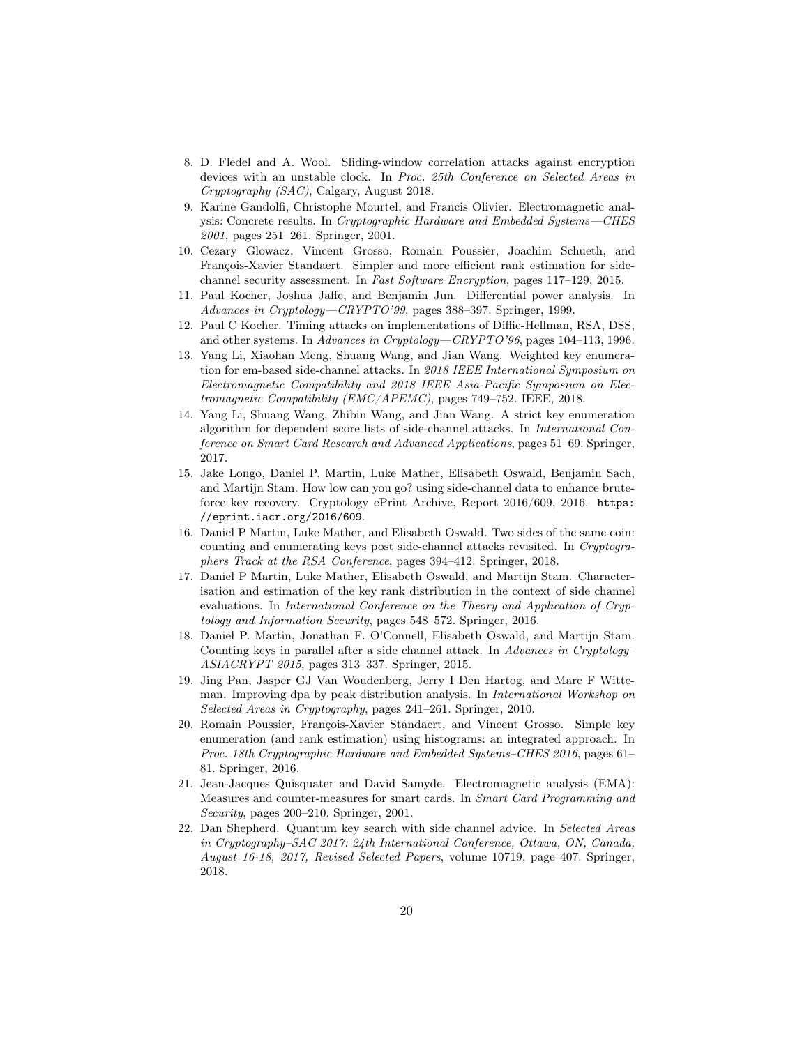8. D. Fledel and A. Wool. Sliding-window correlation attacks against encryption devices with an unstable clock. In *Proc. 25th Conference on Selected Areas in Cryptography (SAC)*, Calgary, August 2018.
9. Karine Gandolfi, Christophe Mourtel, and Francis Olivier. Electromagnetic analysis: Concrete results. In *Cryptographic Hardware and Embedded Systems—CHES 2001*, pages 251–261. Springer, 2001.
10. Cezary Glowacz, Vincent Grosso, Romain Poussier, Joachim Schueth, and François-Xavier Standaert. Simpler and more efficient rank estimation for side-channel security assessment. In *Fast Software Encryption*, pages 117–129, 2015.
11. Paul Kocher, Joshua Jaffe, and Benjamin Jun. Differential power analysis. In *Advances in Cryptology—CRYPTO'99*, pages 388–397. Springer, 1999.
12. Paul C Kocher. Timing attacks on implementations of Diffie-Hellman, RSA, DSS, and other systems. In *Advances in Cryptology—CRYPTO'96*, pages 104–113, 1996.
13. Yang Li, Xiaohan Meng, Shuang Wang, and Jian Wang. Weighted key enumeration for em-based side-channel attacks. In *2018 IEEE International Symposium on Electromagnetic Compatibility and 2018 IEEE Asia-Pacific Symposium on Electromagnetic Compatibility (EMC/APEMC)*, pages 749–752. IEEE, 2018.
14. Yang Li, Shuang Wang, Zhibin Wang, and Jian Wang. A strict key enumeration algorithm for dependent score lists of side-channel attacks. In *International Conference on Smart Card Research and Advanced Applications*, pages 51–69. Springer, 2017.
15. Jake Longo, Daniel P. Martin, Luke Mather, Elisabeth Oswald, Benjamin Sach, and Martijn Stam. How low can you go? using side-channel data to enhance brute-force key recovery. Cryptology ePrint Archive, Report 2016/609, 2016. `https://eprint.iacr.org/2016/609`.
16. Daniel P Martin, Luke Mather, and Elisabeth Oswald. Two sides of the same coin: counting and enumerating keys post side-channel attacks revisited. In *Cryptographers Track at the RSA Conference*, pages 394–412. Springer, 2018.
17. Daniel P Martin, Luke Mather, Elisabeth Oswald, and Martijn Stam. Characterisation and estimation of the key rank distribution in the context of side channel evaluations. In *International Conference on the Theory and Application of Cryptology and Information Security*, pages 548–572. Springer, 2016.
18. Daniel P. Martin, Jonathan F. O'Connell, Elisabeth Oswald, and Martijn Stam. Counting keys in parallel after a side channel attack. In *Advances in Cryptology–ASIACRYPT 2015*, pages 313–337. Springer, 2015.
19. Jing Pan, Jasper GJ Van Woudenberg, Jerry I Den Hartog, and Marc F Witteman. Improving dpa by peak distribution analysis. In *International Workshop on Selected Areas in Cryptography*, pages 241–261. Springer, 2010.
20. Romain Poussier, François-Xavier Standaert, and Vincent Grosso. Simple key enumeration (and rank estimation) using histograms: an integrated approach. In *Proc. 18th Cryptographic Hardware and Embedded Systems–CHES 2016*, pages 61–81. Springer, 2016.
21. Jean-Jacques Quisquater and David Samyde. Electromagnetic analysis (EMA): Measures and counter-measures for smart cards. In *Smart Card Programming and Security*, pages 200–210. Springer, 2001.
22. Dan Shepherd. Quantum key search with side channel advice. In *Selected Areas in Cryptography–SAC 2017: 24th International Conference, Ottawa, ON, Canada, August 16-18, 2017, Revised Selected Papers*, volume 10719, page 407. Springer, 2018.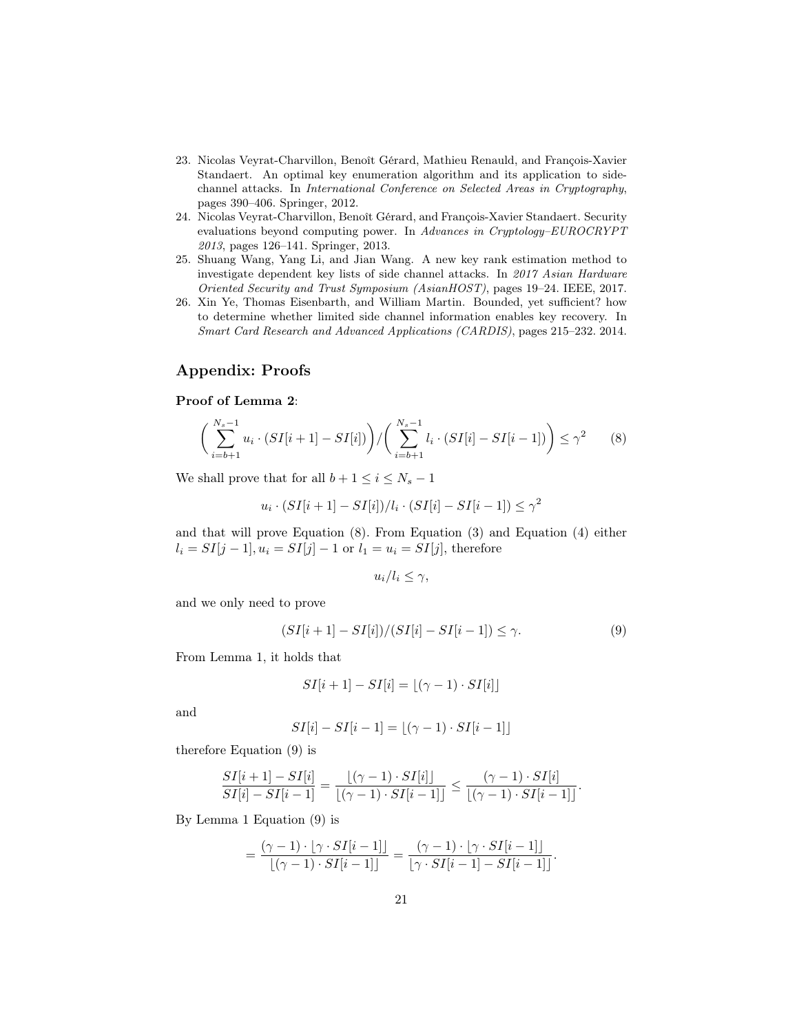23. Nicolas Veyrat-Charvillon, Benoît Gérard, Mathieu Renauld, and François-Xavier Standaert. An optimal key enumeration algorithm and its application to side-channel attacks. In *International Conference on Selected Areas in Cryptography*, pages 390–406. Springer, 2012.
24. Nicolas Veyrat-Charvillon, Benoît Gérard, and François-Xavier Standaert. Security evaluations beyond computing power. In *Advances in Cryptology–EUROCRYPT 2013*, pages 126–141. Springer, 2013.
25. Shuang Wang, Yang Li, and Jian Wang. A new key rank estimation method to investigate dependent key lists of side channel attacks. In *2017 Asian Hardware Oriented Security and Trust Symposium (AsianHOST)*, pages 19–24. IEEE, 2017.
26. Xin Ye, Thomas Eisenbarth, and William Martin. Bounded, yet sufficient? how to determine whether limited side channel information enables key recovery. In *Smart Card Research and Advanced Applications (CARDIS)*, pages 215–232. 2014.

## Appendix: Proofs

**Proof of Lemma 2**:

$$\Big(\sum_{i=b+1}^{N_s-1} u_i \cdot (SI[i+1]-SI[i])\Big)/\Big(\sum_{i=b+1}^{N_s-1} l_i \cdot (SI[i]-SI[i-1])\Big) \leq \gamma^2 \tag{8}$$

We shall prove that for all $b+1 \leq i \leq N_s - 1$

$$u_i \cdot (SI[i+1]-SI[i])/l_i \cdot (SI[i]-SI[i-1]) \leq \gamma^2$$

and that will prove Equation (8). From Equation (3) and Equation (4) either $l_i = SI[j-1], u_i = SI[j]-1$ or $l_1 = u_i = SI[j]$, therefore

$$u_i/l_i \leq \gamma,$$

and we only need to prove

$$(SI[i+1]-SI[i])/(SI[i]-SI[i-1]) \leq \gamma. \tag{9}$$

From Lemma 1, it holds that

$$SI[i+1]-SI[i] = \lfloor(\gamma-1)\cdot SI[i]\rfloor$$

and

$$SI[i]-SI[i-1] = \lfloor(\gamma-1)\cdot SI[i-1]\rfloor$$

therefore Equation (9) is

$$\frac{SI[i+1]-SI[i]}{SI[i]-SI[i-1]} = \frac{\lfloor(\gamma-1)\cdot SI[i]\rfloor}{\lfloor(\gamma-1)\cdot SI[i-1]\rfloor} \leq \frac{(\gamma-1)\cdot SI[i]}{\lfloor(\gamma-1)\cdot SI[i-1]\rfloor}.$$

By Lemma 1 Equation (9) is

$$= \frac{(\gamma-1)\cdot\lfloor\gamma\cdot SI[i-1]\rfloor}{\lfloor(\gamma-1)\cdot SI[i-1]\rfloor} = \frac{(\gamma-1)\cdot\lfloor\gamma\cdot SI[i-1]\rfloor}{\lfloor\gamma\cdot SI[i-1]-SI[i-1]\rfloor}.$$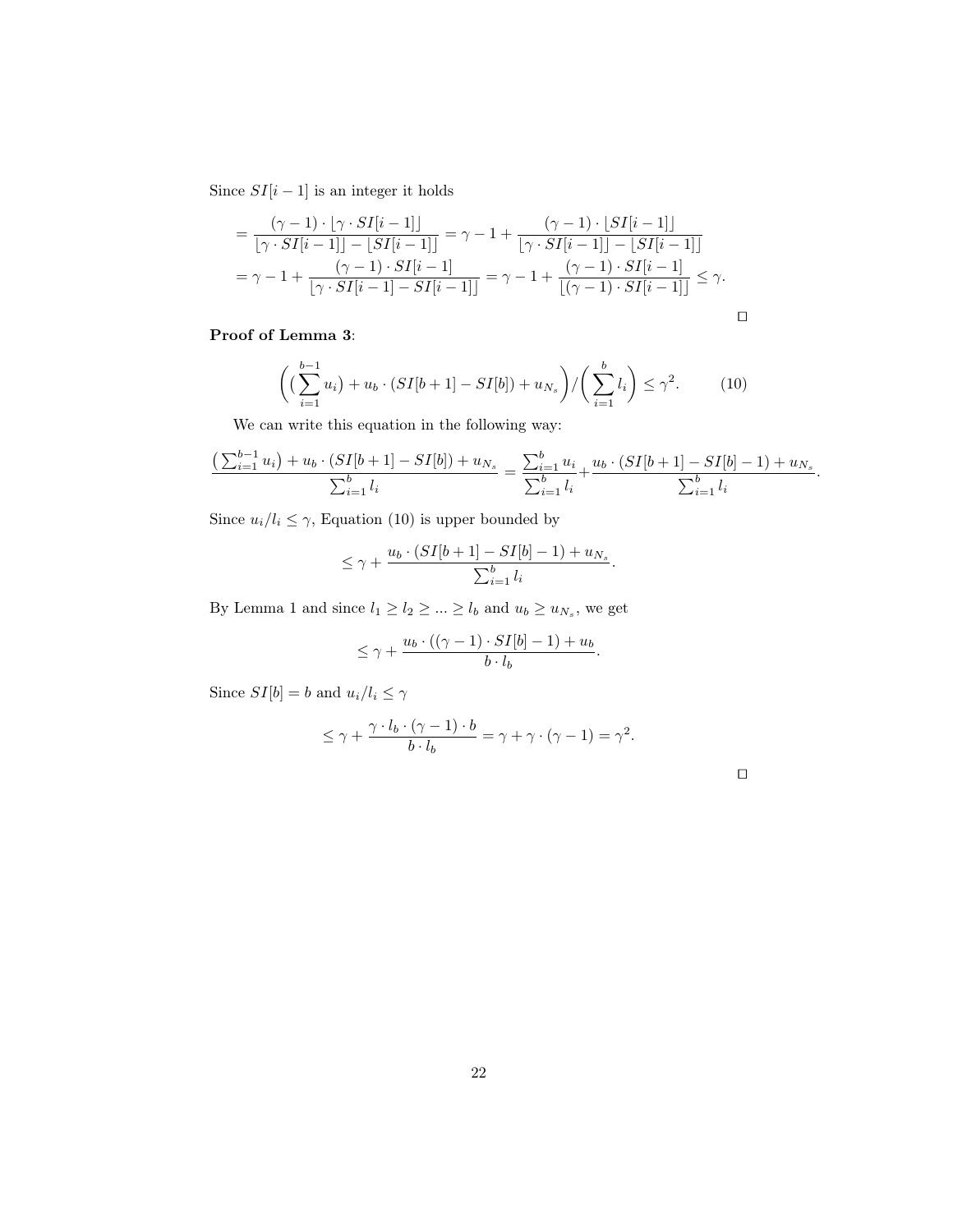Since $SI[i-1]$ is an integer it holds

$$
\begin{aligned}
&= \frac{(\gamma-1)\cdot\lfloor \gamma\cdot SI[i-1]\rfloor}{\lfloor \gamma\cdot SI[i-1]\rfloor - \lfloor SI[i-1]\rfloor} = \gamma - 1 + \frac{(\gamma-1)\cdot\lfloor SI[i-1]\rfloor}{\lfloor \gamma\cdot SI[i-1]\rfloor - \lfloor SI[i-1]\rfloor} \\
&= \gamma - 1 + \frac{(\gamma-1)\cdot SI[i-1]}{\lfloor \gamma\cdot SI[i-1] - SI[i-1]\rfloor} = \gamma - 1 + \frac{(\gamma-1)\cdot SI[i-1]}{\lfloor (\gamma-1)\cdot SI[i-1]\rfloor} \le \gamma.
\end{aligned}
$$

□

**Proof of Lemma 3**:

$$
\left( \Big(\sum_{i=1}^{b-1} u_i\Big) + u_b\cdot(SI[b+1]-SI[b]) + u_{N_s} \right) \Big/ \left( \sum_{i=1}^{b} l_i \right) \le \gamma^2. \tag{10}
$$

We can write this equation in the following way:

$$
\frac{\big(\sum_{i=1}^{b-1} u_i\big) + u_b\cdot(SI[b+1]-SI[b]) + u_{N_s}}{\sum_{i=1}^{b} l_i} = \frac{\sum_{i=1}^{b} u_i}{\sum_{i=1}^{b} l_i} + \frac{u_b\cdot(SI[b+1]-SI[b]-1) + u_{N_s}}{\sum_{i=1}^{b} l_i}.
$$

Since $u_i/l_i \le \gamma$, Equation (10) is upper bounded by

$$
\le \gamma + \frac{u_b\cdot(SI[b+1]-SI[b]-1) + u_{N_s}}{\sum_{i=1}^{b} l_i}.
$$

By Lemma 1 and since $l_1 \ge l_2 \ge ... \ge l_b$ and $u_b \ge u_{N_s}$, we get

$$
\le \gamma + \frac{u_b\cdot((\gamma-1)\cdot SI[b]-1) + u_b}{b\cdot l_b}.
$$

Since $SI[b] = b$ and $u_i/l_i \le \gamma$

$$
\le \gamma + \frac{\gamma\cdot l_b\cdot(\gamma-1)\cdot b}{b\cdot l_b} = \gamma + \gamma\cdot(\gamma-1) = \gamma^2.
$$

□